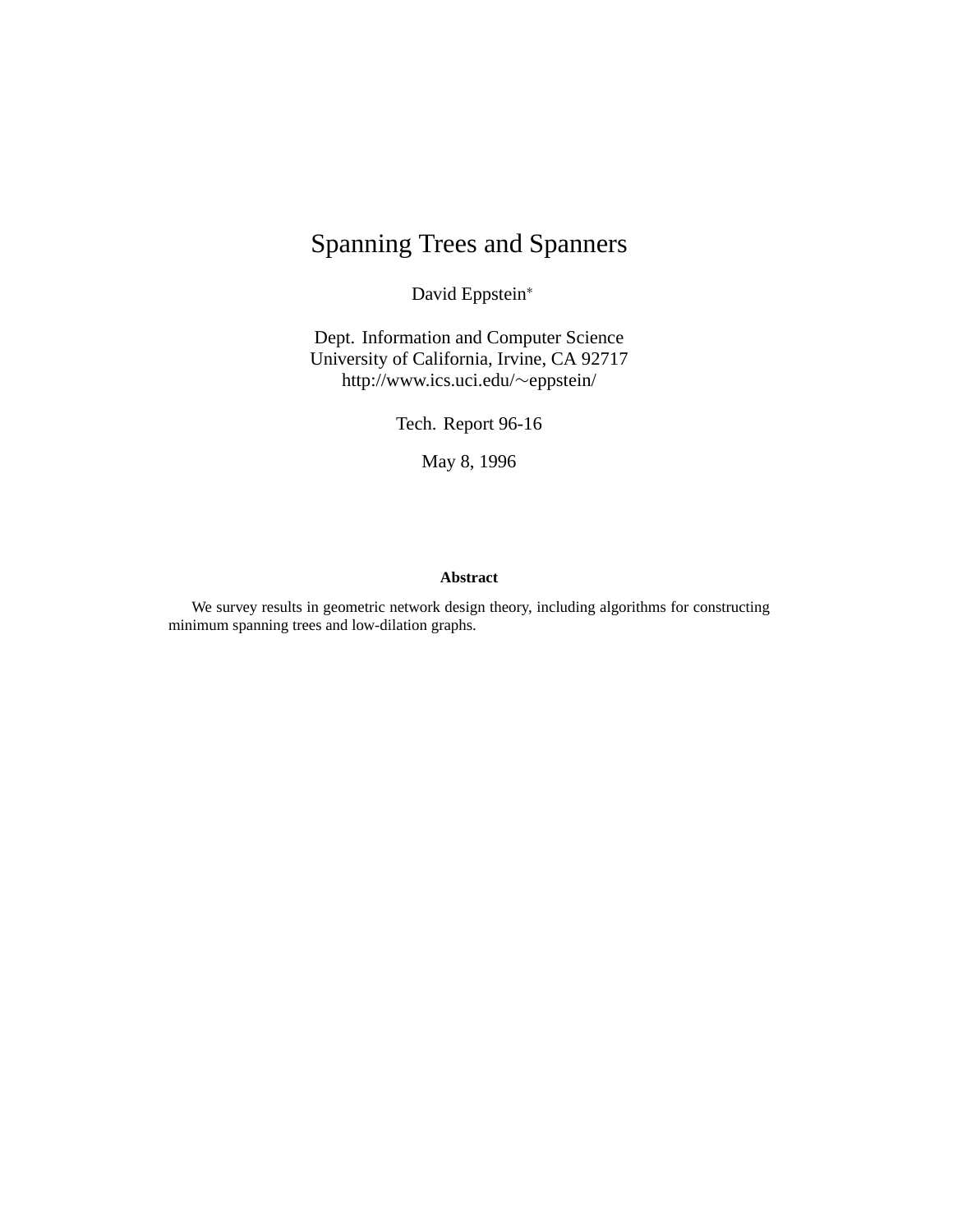# Spanning Trees and Spanners

David Eppstein*

Dept. Information and Computer Science
University of California, Irvine, CA 92717
http://www.ics.uci.edu/∼eppstein/

Tech. Report 96-16

May 8, 1996

### Abstract

We survey results in geometric network design theory, including algorithms for constructing minimum spanning trees and low-dilation graphs.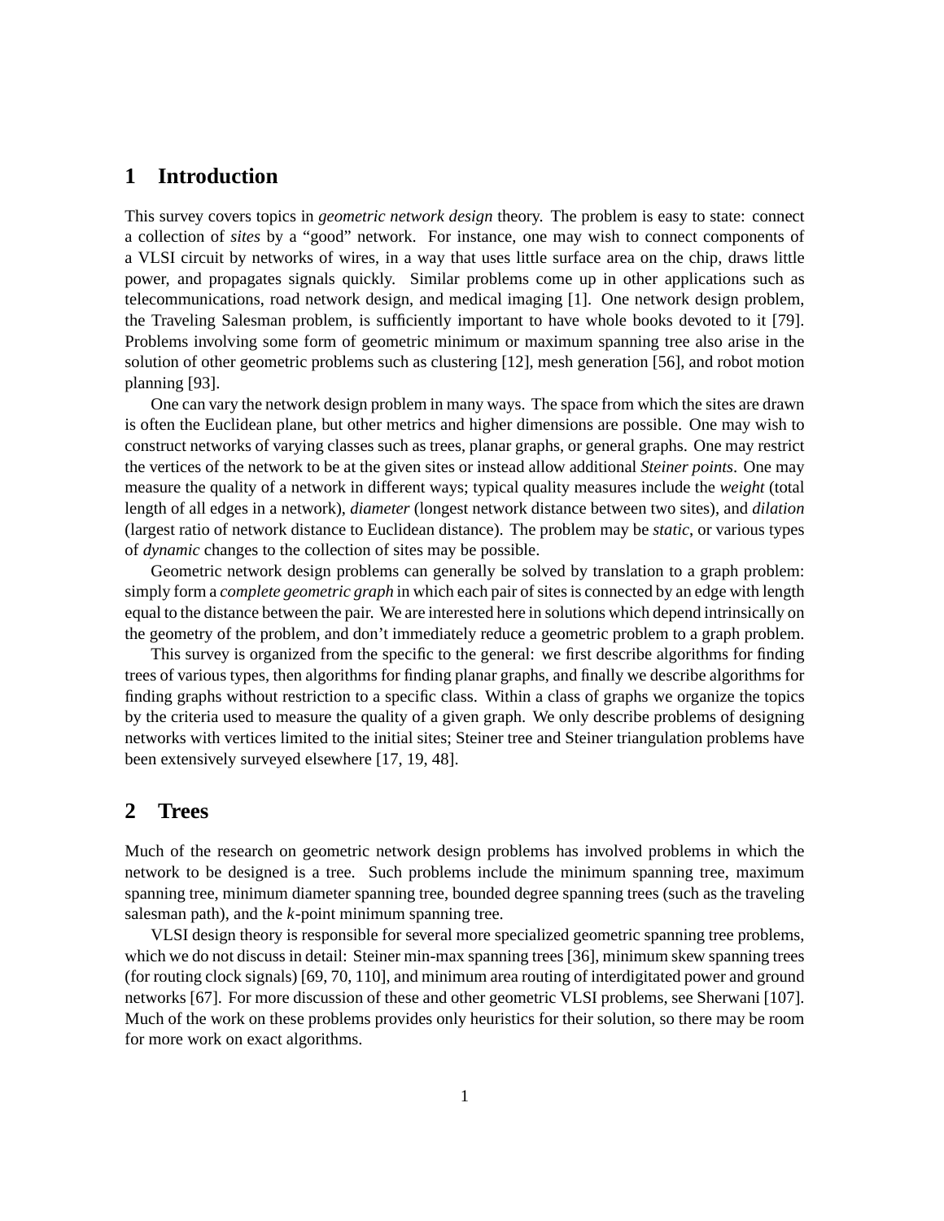## 1 Introduction

This survey covers topics in *geometric network design* theory. The problem is easy to state: connect a collection of *sites* by a "good" network. For instance, one may wish to connect components of a VLSI circuit by networks of wires, in a way that uses little surface area on the chip, draws little power, and propagates signals quickly. Similar problems come up in other applications such as telecommunications, road network design, and medical imaging [1]. One network design problem, the Traveling Salesman problem, is sufficiently important to have whole books devoted to it [79]. Problems involving some form of geometric minimum or maximum spanning tree also arise in the solution of other geometric problems such as clustering [12], mesh generation [56], and robot motion planning [93].

One can vary the network design problem in many ways. The space from which the sites are drawn is often the Euclidean plane, but other metrics and higher dimensions are possible. One may wish to construct networks of varying classes such as trees, planar graphs, or general graphs. One may restrict the vertices of the network to be at the given sites or instead allow additional *Steiner points*. One may measure the quality of a network in different ways; typical quality measures include the *weight* (total length of all edges in a network), *diameter* (longest network distance between two sites), and *dilation* (largest ratio of network distance to Euclidean distance). The problem may be *static*, or various types of *dynamic* changes to the collection of sites may be possible.

Geometric network design problems can generally be solved by translation to a graph problem: simply form a *complete geometric graph* in which each pair of sites is connected by an edge with length equal to the distance between the pair. We are interested here in solutions which depend intrinsically on the geometry of the problem, and don't immediately reduce a geometric problem to a graph problem.

This survey is organized from the specific to the general: we first describe algorithms for finding trees of various types, then algorithms for finding planar graphs, and finally we describe algorithms for finding graphs without restriction to a specific class. Within a class of graphs we organize the topics by the criteria used to measure the quality of a given graph. We only describe problems of designing networks with vertices limited to the initial sites; Steiner tree and Steiner triangulation problems have been extensively surveyed elsewhere [17, 19, 48].

## 2 Trees

Much of the research on geometric network design problems has involved problems in which the network to be designed is a tree. Such problems include the minimum spanning tree, maximum spanning tree, minimum diameter spanning tree, bounded degree spanning trees (such as the traveling salesman path), and the *k*-point minimum spanning tree.

VLSI design theory is responsible for several more specialized geometric spanning tree problems, which we do not discuss in detail: Steiner min-max spanning trees [36], minimum skew spanning trees (for routing clock signals) [69, 70, 110], and minimum area routing of interdigitated power and ground networks [67]. For more discussion of these and other geometric VLSI problems, see Sherwani [107]. Much of the work on these problems provides only heuristics for their solution, so there may be room for more work on exact algorithms.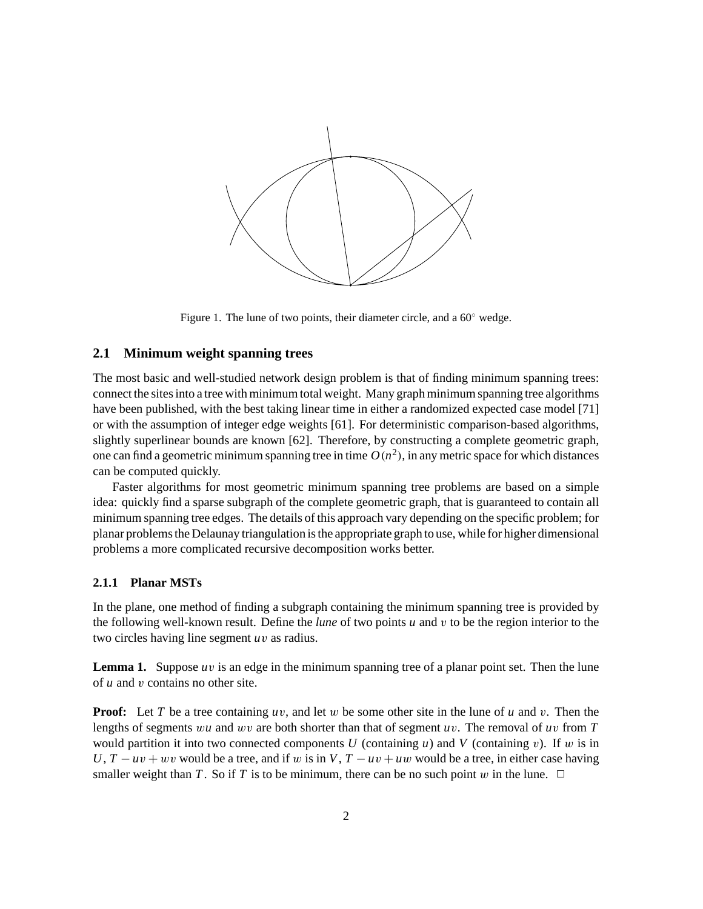Figure 1. The lune of two points, their diameter circle, and a 60° wedge.

### 2.1 Minimum weight spanning trees

The most basic and well-studied network design problem is that of finding minimum spanning trees: connect the sites into a tree with minimum total weight. Many graph minimum spanning tree algorithms have been published, with the best taking linear time in either a randomized expected case model [71] or with the assumption of integer edge weights [61]. For deterministic comparison-based algorithms, slightly superlinear bounds are known [62]. Therefore, by constructing a complete geometric graph, one can find a geometric minimum spanning tree in time $O(n^2)$, in any metric space for which distances can be computed quickly.

Faster algorithms for most geometric minimum spanning tree problems are based on a simple idea: quickly find a sparse subgraph of the complete geometric graph, that is guaranteed to contain all minimum spanning tree edges. The details of this approach vary depending on the specific problem; for planar problems the Delaunay triangulation is the appropriate graph to use, while for higher dimensional problems a more complicated recursive decomposition works better.

#### 2.1.1 Planar MSTs

In the plane, one method of finding a subgraph containing the minimum spanning tree is provided by the following well-known result. Define the *lune* of two points $u$ and $v$ to be the region interior to the two circles having line segment $uv$ as radius.

**Lemma 1.** Suppose $uv$ is an edge in the minimum spanning tree of a planar point set. Then the lune of $u$ and $v$ contains no other site.

**Proof:** Let $T$ be a tree containing $uv$, and let $w$ be some other site in the lune of $u$ and $v$. Then the lengths of segments $wu$ and $wv$ are both shorter than that of segment $uv$. The removal of $uv$ from $T$ would partition it into two connected components $U$ (containing $u$) and $V$ (containing $v$). If $w$ is in $U$, $T - uv + wv$ would be a tree, and if $w$ is in $V$, $T - uv + uw$ would be a tree, in either case having smaller weight than $T$. So if $T$ is to be minimum, there can be no such point $w$ in the lune. □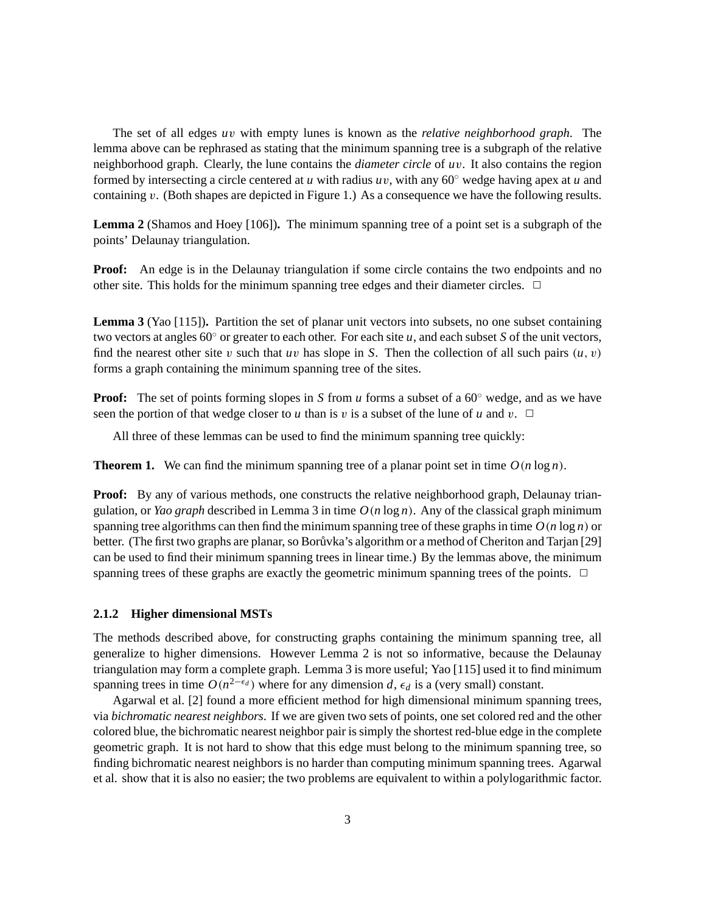The set of all edges $uv$ with empty lunes is known as the *relative neighborhood graph*. The lemma above can be rephrased as stating that the minimum spanning tree is a subgraph of the relative neighborhood graph. Clearly, the lune contains the *diameter circle* of $uv$. It also contains the region formed by intersecting a circle centered at $u$ with radius $uv$, with any $60^\circ$ wedge having apex at $u$ and containing $v$. (Both shapes are depicted in Figure 1.) As a consequence we have the following results.

**Lemma 2** (Shamos and Hoey [106])**.** The minimum spanning tree of a point set is a subgraph of the points' Delaunay triangulation.

**Proof:** An edge is in the Delaunay triangulation if some circle contains the two endpoints and no other site. This holds for the minimum spanning tree edges and their diameter circles. □

**Lemma 3** (Yao [115])**.** Partition the set of planar unit vectors into subsets, no one subset containing two vectors at angles $60^\circ$ or greater to each other. For each site $u$, and each subset $S$ of the unit vectors, find the nearest other site $v$ such that $uv$ has slope in $S$. Then the collection of all such pairs $(u, v)$ forms a graph containing the minimum spanning tree of the sites.

**Proof:** The set of points forming slopes in $S$ from $u$ forms a subset of a $60^\circ$ wedge, and as we have seen the portion of that wedge closer to $u$ than is $v$ is a subset of the lune of $u$ and $v$. □

All three of these lemmas can be used to find the minimum spanning tree quickly:

**Theorem 1.** We can find the minimum spanning tree of a planar point set in time $O(n \log n)$.

**Proof:** By any of various methods, one constructs the relative neighborhood graph, Delaunay triangulation, or *Yao graph* described in Lemma 3 in time $O(n \log n)$. Any of the classical graph minimum spanning tree algorithms can then find the minimum spanning tree of these graphs in time $O(n \log n)$ or better. (The first two graphs are planar, so Borůvka's algorithm or a method of Cheriton and Tarjan [29] can be used to find their minimum spanning trees in linear time.) By the lemmas above, the minimum spanning trees of these graphs are exactly the geometric minimum spanning trees of the points. □

### 2.1.2 Higher dimensional MSTs

The methods described above, for constructing graphs containing the minimum spanning tree, all generalize to higher dimensions. However Lemma 2 is not so informative, because the Delaunay triangulation may form a complete graph. Lemma 3 is more useful; Yao [115] used it to find minimum spanning trees in time $O(n^{2-\epsilon_d})$ where for any dimension $d$, $\epsilon_d$ is a (very small) constant.

Agarwal et al. [2] found a more efficient method for high dimensional minimum spanning trees, via *bichromatic nearest neighbors*. If we are given two sets of points, one set colored red and the other colored blue, the bichromatic nearest neighbor pair is simply the shortest red-blue edge in the complete geometric graph. It is not hard to show that this edge must belong to the minimum spanning tree, so finding bichromatic nearest neighbors is no harder than computing minimum spanning trees. Agarwal et al. show that it is also no easier; the two problems are equivalent to within a polylogarithmic factor.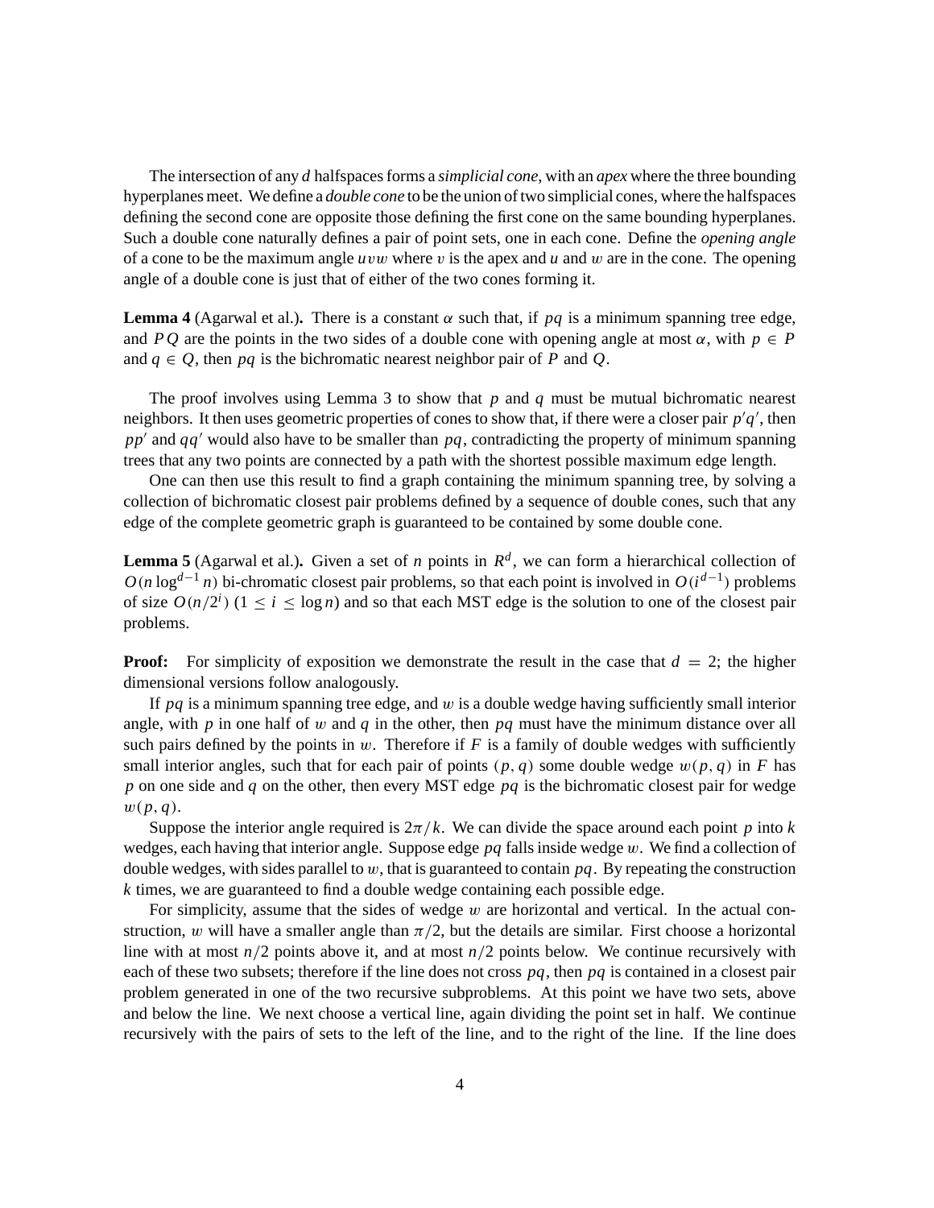The intersection of any $d$ halfspaces forms a *simplicial cone*, with an *apex* where the three bounding hyperplanes meet. We define a *double cone* to be the union of two simplicial cones, where the halfspaces defining the second cone are opposite those defining the first cone on the same bounding hyperplanes. Such a double cone naturally defines a pair of point sets, one in each cone. Define the *opening angle* of a cone to be the maximum angle $uvw$ where $v$ is the apex and $u$ and $w$ are in the cone. The opening angle of a double cone is just that of either of the two cones forming it.

**Lemma 4** (Agarwal et al.)**.** There is a constant $\alpha$ such that, if $pq$ is a minimum spanning tree edge, and $PQ$ are the points in the two sides of a double cone with opening angle at most $\alpha$, with $p \in P$ and $q \in Q$, then $pq$ is the bichromatic nearest neighbor pair of $P$ and $Q$.

The proof involves using Lemma 3 to show that $p$ and $q$ must be mutual bichromatic nearest neighbors. It then uses geometric properties of cones to show that, if there were a closer pair $p'q'$, then $pp'$ and $qq'$ would also have to be smaller than $pq$, contradicting the property of minimum spanning trees that any two points are connected by a path with the shortest possible maximum edge length.

One can then use this result to find a graph containing the minimum spanning tree, by solving a collection of bichromatic closest pair problems defined by a sequence of double cones, such that any edge of the complete geometric graph is guaranteed to be contained by some double cone.

**Lemma 5** (Agarwal et al.)**.** Given a set of $n$ points in $R^d$, we can form a hierarchical collection of $O(n \log^{d-1} n)$ bi-chromatic closest pair problems, so that each point is involved in $O(i^{d-1})$ problems of size $O(n/2^i)$ $(1 \leq i \leq \log n)$ and so that each MST edge is the solution to one of the closest pair problems.

**Proof:** For simplicity of exposition we demonstrate the result in the case that $d = 2$; the higher dimensional versions follow analogously.

If $pq$ is a minimum spanning tree edge, and $w$ is a double wedge having sufficiently small interior angle, with $p$ in one half of $w$ and $q$ in the other, then $pq$ must have the minimum distance over all such pairs defined by the points in $w$. Therefore if $F$ is a family of double wedges with sufficiently small interior angles, such that for each pair of points $(p, q)$ some double wedge $w(p, q)$ in $F$ has $p$ on one side and $q$ on the other, then every MST edge $pq$ is the bichromatic closest pair for wedge $w(p, q)$.

Suppose the interior angle required is $2\pi/k$. We can divide the space around each point $p$ into $k$ wedges, each having that interior angle. Suppose edge $pq$ falls inside wedge $w$. We find a collection of double wedges, with sides parallel to $w$, that is guaranteed to contain $pq$. By repeating the construction $k$ times, we are guaranteed to find a double wedge containing each possible edge.

For simplicity, assume that the sides of wedge $w$ are horizontal and vertical. In the actual construction, $w$ will have a smaller angle than $\pi/2$, but the details are similar. First choose a horizontal line with at most $n/2$ points above it, and at most $n/2$ points below. We continue recursively with each of these two subsets; therefore if the line does not cross $pq$, then $pq$ is contained in a closest pair problem generated in one of the two recursive subproblems. At this point we have two sets, above and below the line. We next choose a vertical line, again dividing the point set in half. We continue recursively with the pairs of sets to the left of the line, and to the right of the line. If the line does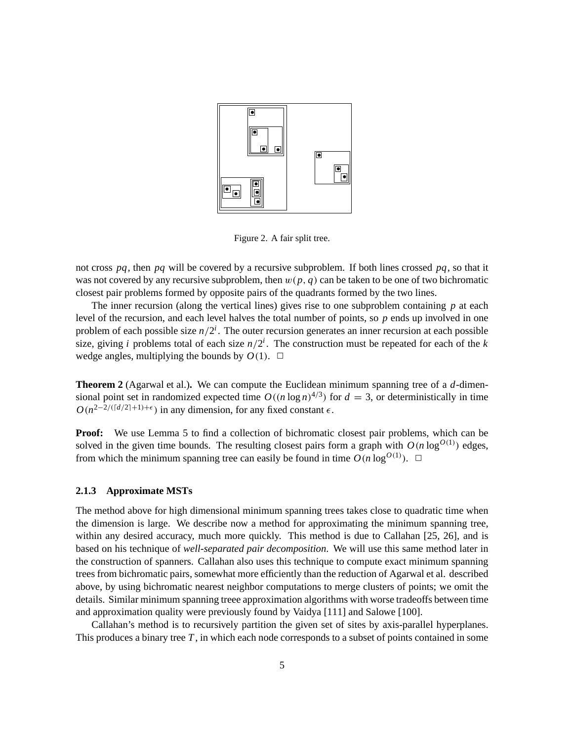Figure 2. A fair split tree.

not cross $pq$, then $pq$ will be covered by a recursive subproblem. If both lines crossed $pq$, so that it was not covered by any recursive subproblem, then $w(p, q)$ can be taken to be one of two bichromatic closest pair problems formed by opposite pairs of the quadrants formed by the two lines.

The inner recursion (along the vertical lines) gives rise to one subproblem containing $p$ at each level of the recursion, and each level halves the total number of points, so $p$ ends up involved in one problem of each possible size $n/2^i$. The outer recursion generates an inner recursion at each possible size, giving $i$ problems total of each size $n/2^i$. The construction must be repeated for each of the $k$ wedge angles, multiplying the bounds by $O(1)$. $\square$

**Theorem 2** (Agarwal et al.)**.** We can compute the Euclidean minimum spanning tree of a $d$-dimensional point set in randomized expected time $O((n \log n)^{4/3})$ for $d = 3$, or deterministically in time $O(n^{2-2/(\lceil d/2 \rceil+1)+\epsilon})$ in any dimension, for any fixed constant $\epsilon$.

**Proof:** We use Lemma 5 to find a collection of bichromatic closest pair problems, which can be solved in the given time bounds. The resulting closest pairs form a graph with $O(n \log^{O(1)})$ edges, from which the minimum spanning tree can easily be found in time $O(n \log^{O(1)})$. $\square$

### 2.1.3 Approximate MSTs

The method above for high dimensional minimum spanning trees takes close to quadratic time when the dimension is large. We describe now a method for approximating the minimum spanning tree, within any desired accuracy, much more quickly. This method is due to Callahan [25, 26], and is based on his technique of *well-separated pair decomposition*. We will use this same method later in the construction of spanners. Callahan also uses this technique to compute exact minimum spanning trees from bichromatic pairs, somewhat more efficiently than the reduction of Agarwal et al. described above, by using bichromatic nearest neighbor computations to merge clusters of points; we omit the details. Similar minimum spanning treee approximation algorithms with worse tradeoffs between time and approximation quality were previously found by Vaidya [111] and Salowe [100].

Callahan's method is to recursively partition the given set of sites by axis-parallel hyperplanes. This produces a binary tree $T$, in which each node corresponds to a subset of points contained in some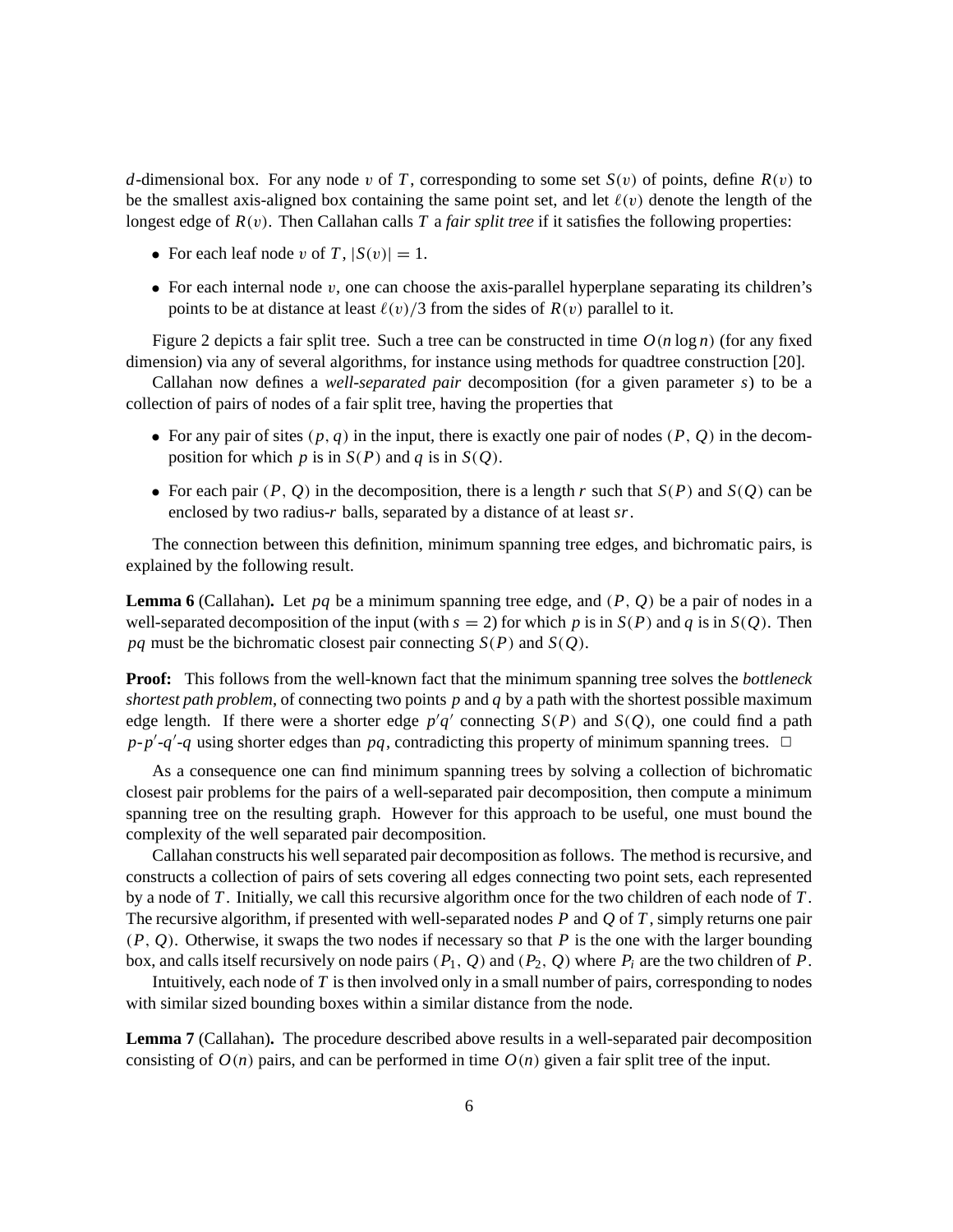$d$-dimensional box. For any node $v$ of $T$, corresponding to some set $S(v)$ of points, define $R(v)$ to be the smallest axis-aligned box containing the same point set, and let $\ell(v)$ denote the length of the longest edge of $R(v)$. Then Callahan calls $T$ a *fair split tree* if it satisfies the following properties:

- For each leaf node $v$ of $T$, $|S(v)| = 1$.
- For each internal node $v$, one can choose the axis-parallel hyperplane separating its children's points to be at distance at least $\ell(v)/3$ from the sides of $R(v)$ parallel to it.

Figure 2 depicts a fair split tree. Such a tree can be constructed in time $O(n \log n)$ (for any fixed dimension) via any of several algorithms, for instance using methods for quadtree construction [20].

Callahan now defines a *well-separated pair* decomposition (for a given parameter $s$) to be a collection of pairs of nodes of a fair split tree, having the properties that

- For any pair of sites $(p, q)$ in the input, there is exactly one pair of nodes $(P, Q)$ in the decomposition for which $p$ is in $S(P)$ and $q$ is in $S(Q)$.
- For each pair $(P, Q)$ in the decomposition, there is a length $r$ such that $S(P)$ and $S(Q)$ can be enclosed by two radius-$r$ balls, separated by a distance of at least $sr$.

The connection between this definition, minimum spanning tree edges, and bichromatic pairs, is explained by the following result.

**Lemma 6** (Callahan)**.** Let $pq$ be a minimum spanning tree edge, and $(P, Q)$ be a pair of nodes in a well-separated decomposition of the input (with $s = 2$) for which $p$ is in $S(P)$ and $q$ is in $S(Q)$. Then $pq$ must be the bichromatic closest pair connecting $S(P)$ and $S(Q)$.

**Proof:** This follows from the well-known fact that the minimum spanning tree solves the *bottleneck shortest path problem*, of connecting two points $p$ and $q$ by a path with the shortest possible maximum edge length. If there were a shorter edge $p'q'$ connecting $S(P)$ and $S(Q)$, one could find a path $p$-$p'$-$q'$-$q$ using shorter edges than $pq$, contradicting this property of minimum spanning trees. $\Box$

As a consequence one can find minimum spanning trees by solving a collection of bichromatic closest pair problems for the pairs of a well-separated pair decomposition, then compute a minimum spanning tree on the resulting graph. However for this approach to be useful, one must bound the complexity of the well separated pair decomposition.

Callahan constructs his well separated pair decomposition as follows. The method is recursive, and constructs a collection of pairs of sets covering all edges connecting two point sets, each represented by a node of $T$. Initially, we call this recursive algorithm once for the two children of each node of $T$. The recursive algorithm, if presented with well-separated nodes $P$ and $Q$ of $T$, simply returns one pair $(P, Q)$. Otherwise, it swaps the two nodes if necessary so that $P$ is the one with the larger bounding box, and calls itself recursively on node pairs $(P_1, Q)$ and $(P_2, Q)$ where $P_i$ are the two children of $P$.

Intuitively, each node of $T$ is then involved only in a small number of pairs, corresponding to nodes with similar sized bounding boxes within a similar distance from the node.

**Lemma 7** (Callahan)**.** The procedure described above results in a well-separated pair decomposition consisting of $O(n)$ pairs, and can be performed in time $O(n)$ given a fair split tree of the input.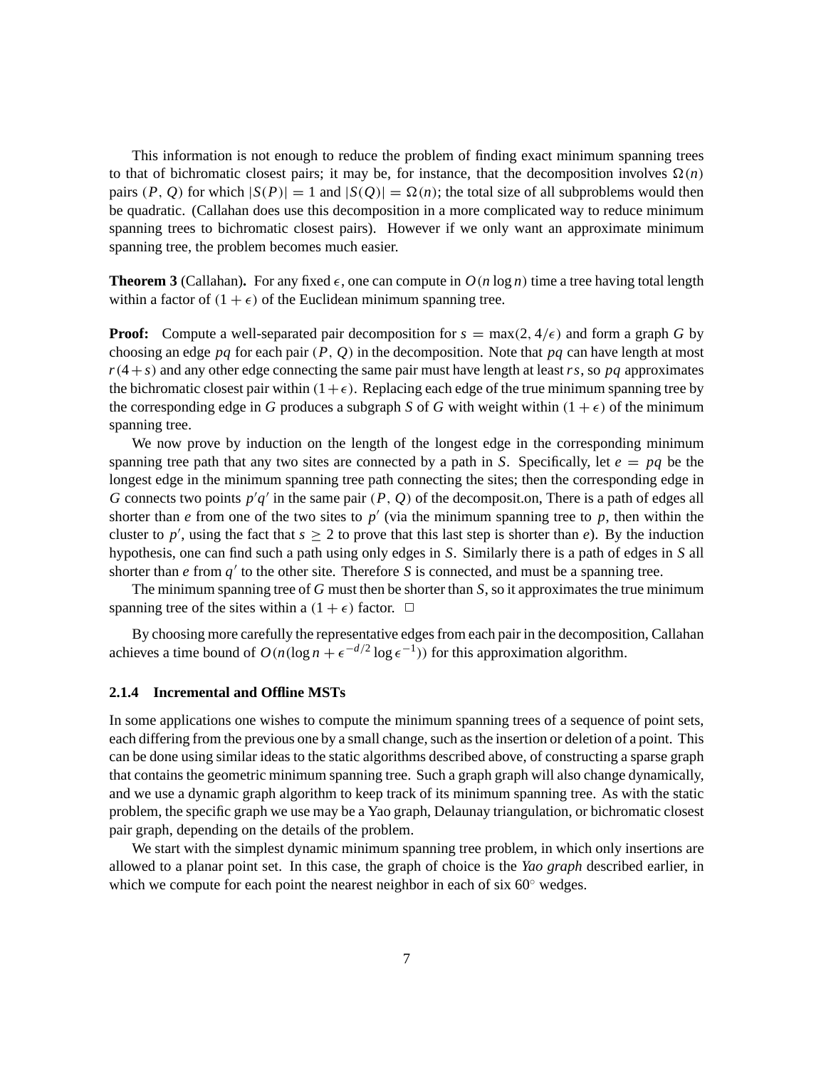This information is not enough to reduce the problem of finding exact minimum spanning trees to that of bichromatic closest pairs; it may be, for instance, that the decomposition involves $\Omega(n)$ pairs $(P, Q)$ for which $|S(P)| = 1$ and $|S(Q)| = \Omega(n)$; the total size of all subproblems would then be quadratic. (Callahan does use this decomposition in a more complicated way to reduce minimum spanning trees to bichromatic closest pairs). However if we only want an approximate minimum spanning tree, the problem becomes much easier.

**Theorem 3** (Callahan)**.** For any fixed $\epsilon$, one can compute in $O(n \log n)$ time a tree having total length within a factor of $(1 + \epsilon)$ of the Euclidean minimum spanning tree.

**Proof:** Compute a well-separated pair decomposition for $s = \max(2, 4/\epsilon)$ and form a graph $G$ by choosing an edge $pq$ for each pair $(P, Q)$ in the decomposition. Note that $pq$ can have length at most $r(4+s)$ and any other edge connecting the same pair must have length at least $rs$, so $pq$ approximates the bichromatic closest pair within $(1+\epsilon)$. Replacing each edge of the true minimum spanning tree by the corresponding edge in $G$ produces a subgraph $S$ of $G$ with weight within $(1 + \epsilon)$ of the minimum spanning tree.

We now prove by induction on the length of the longest edge in the corresponding minimum spanning tree path that any two sites are connected by a path in $S$. Specifically, let $e = pq$ be the longest edge in the minimum spanning tree path connecting the sites; then the corresponding edge in $G$ connects two points $p'q'$ in the same pair $(P, Q)$ of the decomposit.on, There is a path of edges all shorter than $e$ from one of the two sites to $p'$ (via the minimum spanning tree to $p$, then within the cluster to $p'$, using the fact that $s \geq 2$ to prove that this last step is shorter than $e$). By the induction hypothesis, one can find such a path using only edges in $S$. Similarly there is a path of edges in $S$ all shorter than $e$ from $q'$ to the other site. Therefore $S$ is connected, and must be a spanning tree.

The minimum spanning tree of $G$ must then be shorter than $S$, so it approximates the true minimum spanning tree of the sites within a $(1 + \epsilon)$ factor. $\square$

By choosing more carefully the representative edges from each pair in the decomposition, Callahan achieves a time bound of $O(n(\log n + \epsilon^{-d/2} \log \epsilon^{-1}))$ for this approximation algorithm.

### 2.1.4 Incremental and Offline MSTs

In some applications one wishes to compute the minimum spanning trees of a sequence of point sets, each differing from the previous one by a small change, such as the insertion or deletion of a point. This can be done using similar ideas to the static algorithms described above, of constructing a sparse graph that contains the geometric minimum spanning tree. Such a graph graph will also change dynamically, and we use a dynamic graph algorithm to keep track of its minimum spanning tree. As with the static problem, the specific graph we use may be a Yao graph, Delaunay triangulation, or bichromatic closest pair graph, depending on the details of the problem.

We start with the simplest dynamic minimum spanning tree problem, in which only insertions are allowed to a planar point set. In this case, the graph of choice is the *Yao graph* described earlier, in which we compute for each point the nearest neighbor in each of six $60^\circ$ wedges.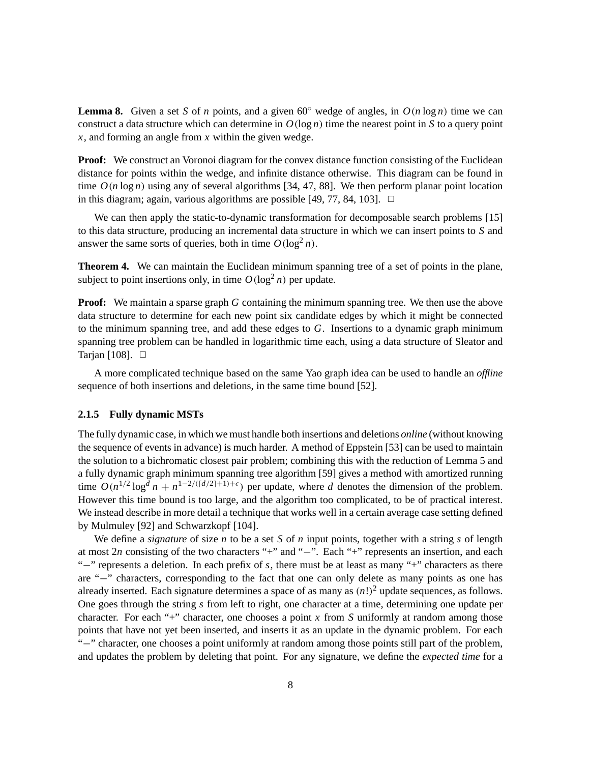**Lemma 8.** Given a set $S$ of $n$ points, and a given $60^\circ$ wedge of angles, in $O(n \log n)$ time we can construct a data structure which can determine in $O(\log n)$ time the nearest point in $S$ to a query point $x$, and forming an angle from $x$ within the given wedge.

**Proof:** We construct an Voronoi diagram for the convex distance function consisting of the Euclidean distance for points within the wedge, and infinite distance otherwise. This diagram can be found in time $O(n \log n)$ using any of several algorithms [34, 47, 88]. We then perform planar point location in this diagram; again, various algorithms are possible [49, 77, 84, 103]. $\Box$

We can then apply the static-to-dynamic transformation for decomposable search problems [15] to this data structure, producing an incremental data structure in which we can insert points to $S$ and answer the same sorts of queries, both in time $O(\log^2 n)$.

**Theorem 4.** We can maintain the Euclidean minimum spanning tree of a set of points in the plane, subject to point insertions only, in time $O(\log^2 n)$ per update.

**Proof:** We maintain a sparse graph $G$ containing the minimum spanning tree. We then use the above data structure to determine for each new point six candidate edges by which it might be connected to the minimum spanning tree, and add these edges to $G$. Insertions to a dynamic graph minimum spanning tree problem can be handled in logarithmic time each, using a data structure of Sleator and Tarjan [108]. $\Box$

A more complicated technique based on the same Yao graph idea can be used to handle an *offline* sequence of both insertions and deletions, in the same time bound [52].

### 2.1.5 Fully dynamic MSTs

The fully dynamic case, in which we must handle both insertions and deletions *online* (without knowing the sequence of events in advance) is much harder. A method of Eppstein [53] can be used to maintain the solution to a bichromatic closest pair problem; combining this with the reduction of Lemma 5 and a fully dynamic graph minimum spanning tree algorithm [59] gives a method with amortized running time $O(n^{1/2} \log^d n + n^{1-2/(\lceil d/2 \rceil+1)+\epsilon})$ per update, where $d$ denotes the dimension of the problem. However this time bound is too large, and the algorithm too complicated, to be of practical interest. We instead describe in more detail a technique that works well in a certain average case setting defined by Mulmuley [92] and Schwarzkopf [104].

We define a *signature* of size $n$ to be a set $S$ of $n$ input points, together with a string $s$ of length at most $2n$ consisting of the two characters "+" and "$-$". Each "+" represents an insertion, and each "$-$" represents a deletion. In each prefix of $s$, there must be at least as many "+" characters as there are "$-$" characters, corresponding to the fact that one can only delete as many points as one has already inserted. Each signature determines a space of as many as $(n!)^2$ update sequences, as follows. One goes through the string $s$ from left to right, one character at a time, determining one update per character. For each "+" character, one chooses a point $x$ from $S$ uniformly at random among those points that have not yet been inserted, and inserts it as an update in the dynamic problem. For each "$-$" character, one chooses a point uniformly at random among those points still part of the problem, and updates the problem by deleting that point. For any signature, we define the *expected time* for a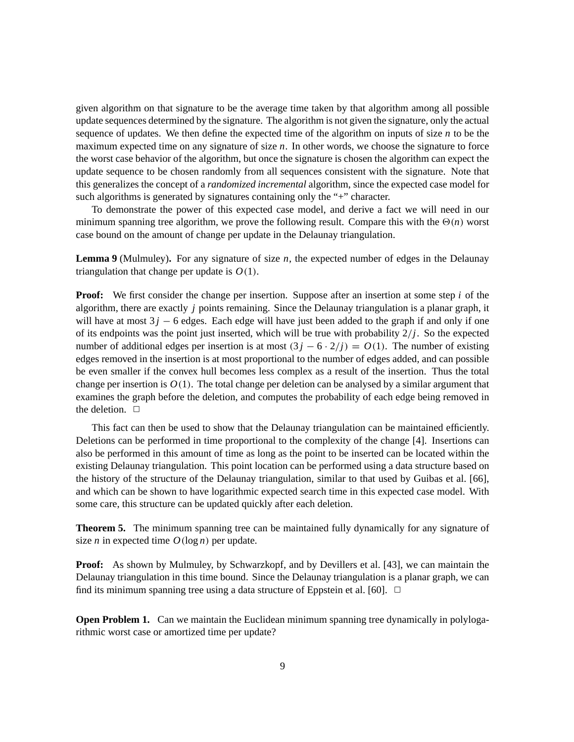given algorithm on that signature to be the average time taken by that algorithm among all possible update sequences determined by the signature. The algorithm is not given the signature, only the actual sequence of updates. We then define the expected time of the algorithm on inputs of size $n$ to be the maximum expected time on any signature of size $n$. In other words, we choose the signature to force the worst case behavior of the algorithm, but once the signature is chosen the algorithm can expect the update sequence to be chosen randomly from all sequences consistent with the signature. Note that this generalizes the concept of a *randomized incremental* algorithm, since the expected case model for such algorithms is generated by signatures containing only the "+" character.

To demonstrate the power of this expected case model, and derive a fact we will need in our minimum spanning tree algorithm, we prove the following result. Compare this with the $\Theta(n)$ worst case bound on the amount of change per update in the Delaunay triangulation.

**Lemma 9** (Mulmuley)**.** For any signature of size $n$, the expected number of edges in the Delaunay triangulation that change per update is $O(1)$.

**Proof:** We first consider the change per insertion. Suppose after an insertion at some step $i$ of the algorithm, there are exactly $j$ points remaining. Since the Delaunay triangulation is a planar graph, it will have at most $3j - 6$ edges. Each edge will have just been added to the graph if and only if one of its endpoints was the point just inserted, which will be true with probability $2/j$. So the expected number of additional edges per insertion is at most $(3j - 6 \cdot 2/j) = O(1)$. The number of existing edges removed in the insertion is at most proportional to the number of edges added, and can possible be even smaller if the convex hull becomes less complex as a result of the insertion. Thus the total change per insertion is $O(1)$. The total change per deletion can be analysed by a similar argument that examines the graph before the deletion, and computes the probability of each edge being removed in the deletion. □

This fact can then be used to show that the Delaunay triangulation can be maintained efficiently. Deletions can be performed in time proportional to the complexity of the change [4]. Insertions can also be performed in this amount of time as long as the point to be inserted can be located within the existing Delaunay triangulation. This point location can be performed using a data structure based on the history of the structure of the Delaunay triangulation, similar to that used by Guibas et al. [66], and which can be shown to have logarithmic expected search time in this expected case model. With some care, this structure can be updated quickly after each deletion.

**Theorem 5.** The minimum spanning tree can be maintained fully dynamically for any signature of size $n$ in expected time $O(\log n)$ per update.

**Proof:** As shown by Mulmuley, by Schwarzkopf, and by Devillers et al. [43], we can maintain the Delaunay triangulation in this time bound. Since the Delaunay triangulation is a planar graph, we can find its minimum spanning tree using a data structure of Eppstein et al. [60]. □

**Open Problem 1.** Can we maintain the Euclidean minimum spanning tree dynamically in polylogarithmic worst case or amortized time per update?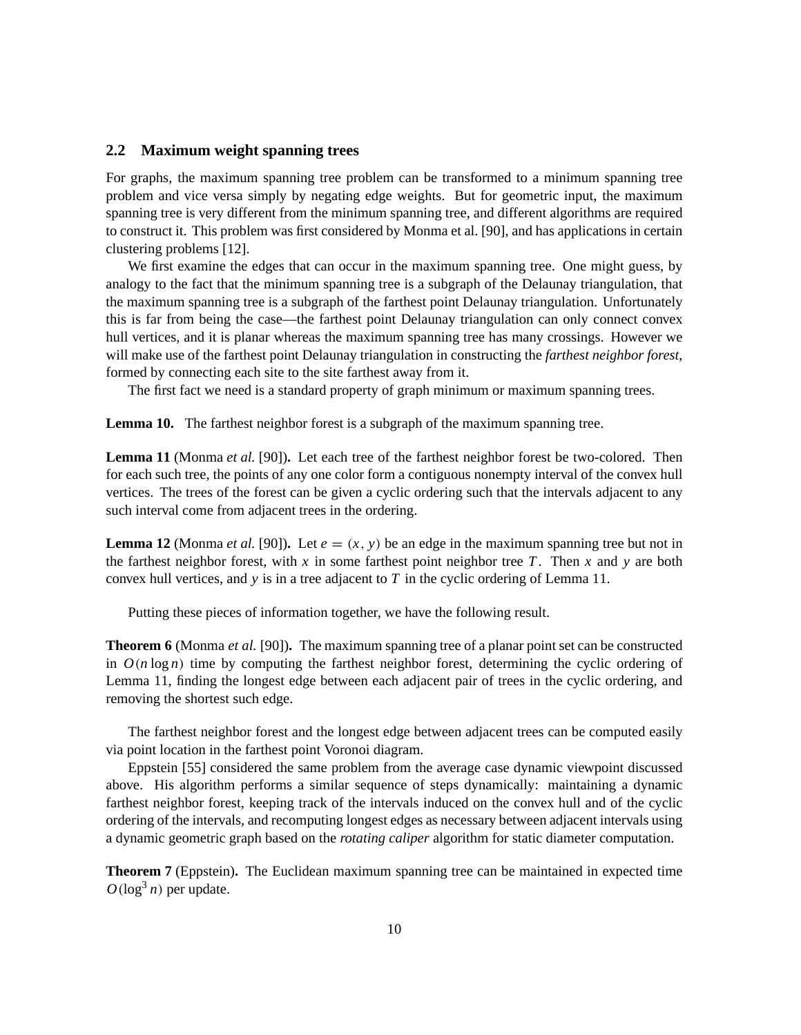## 2.2 Maximum weight spanning trees

For graphs, the maximum spanning tree problem can be transformed to a minimum spanning tree problem and vice versa simply by negating edge weights. But for geometric input, the maximum spanning tree is very different from the minimum spanning tree, and different algorithms are required to construct it. This problem was first considered by Monma et al. [90], and has applications in certain clustering problems [12].

We first examine the edges that can occur in the maximum spanning tree. One might guess, by analogy to the fact that the minimum spanning tree is a subgraph of the Delaunay triangulation, that the maximum spanning tree is a subgraph of the farthest point Delaunay triangulation. Unfortunately this is far from being the case—the farthest point Delaunay triangulation can only connect convex hull vertices, and it is planar whereas the maximum spanning tree has many crossings. However we will make use of the farthest point Delaunay triangulation in constructing the *farthest neighbor forest*, formed by connecting each site to the site farthest away from it.

The first fact we need is a standard property of graph minimum or maximum spanning trees.

**Lemma 10.** The farthest neighbor forest is a subgraph of the maximum spanning tree.

**Lemma 11** (Monma *et al.* [90])**.** Let each tree of the farthest neighbor forest be two-colored. Then for each such tree, the points of any one color form a contiguous nonempty interval of the convex hull vertices. The trees of the forest can be given a cyclic ordering such that the intervals adjacent to any such interval come from adjacent trees in the ordering.

**Lemma 12** (Monma *et al.* [90])**.** Let $e = (x, y)$ be an edge in the maximum spanning tree but not in the farthest neighbor forest, with $x$ in some farthest point neighbor tree $T$. Then $x$ and $y$ are both convex hull vertices, and $y$ is in a tree adjacent to $T$ in the cyclic ordering of Lemma 11.

Putting these pieces of information together, we have the following result.

**Theorem 6** (Monma *et al.* [90])**.** The maximum spanning tree of a planar point set can be constructed in $O(n \log n)$ time by computing the farthest neighbor forest, determining the cyclic ordering of Lemma 11, finding the longest edge between each adjacent pair of trees in the cyclic ordering, and removing the shortest such edge.

The farthest neighbor forest and the longest edge between adjacent trees can be computed easily via point location in the farthest point Voronoi diagram.

Eppstein [55] considered the same problem from the average case dynamic viewpoint discussed above. His algorithm performs a similar sequence of steps dynamically: maintaining a dynamic farthest neighbor forest, keeping track of the intervals induced on the convex hull and of the cyclic ordering of the intervals, and recomputing longest edges as necessary between adjacent intervals using a dynamic geometric graph based on the *rotating caliper* algorithm for static diameter computation.

**Theorem 7** (Eppstein)**.** The Euclidean maximum spanning tree can be maintained in expected time $O(\log^3 n)$ per update.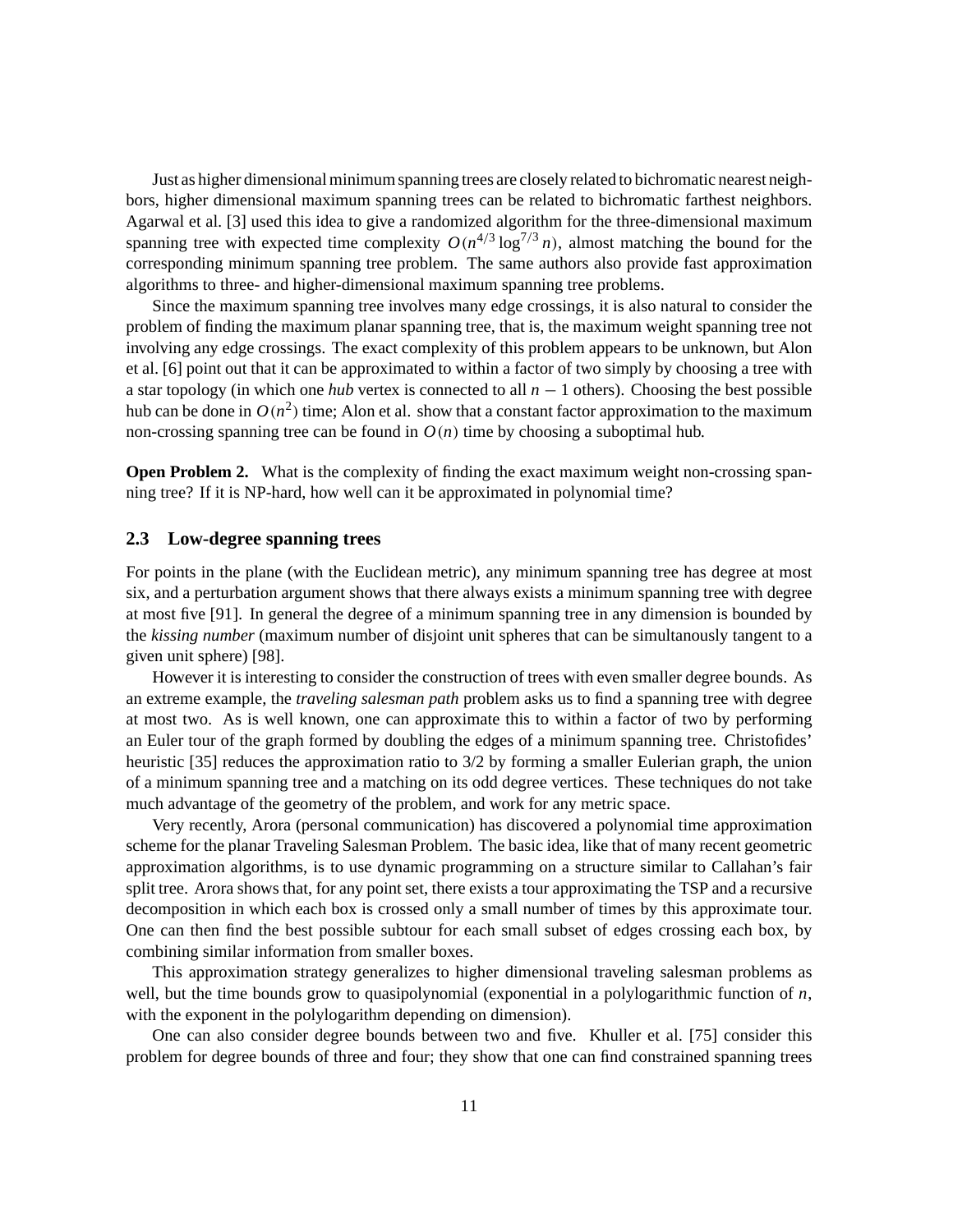Just as higher dimensional minimum spanning trees are closely related to bichromatic nearest neighbors, higher dimensional maximum spanning trees can be related to bichromatic farthest neighbors. Agarwal et al. [3] used this idea to give a randomized algorithm for the three-dimensional maximum spanning tree with expected time complexity $O(n^{4/3} \log^{7/3} n)$, almost matching the bound for the corresponding minimum spanning tree problem. The same authors also provide fast approximation algorithms to three- and higher-dimensional maximum spanning tree problems.

Since the maximum spanning tree involves many edge crossings, it is also natural to consider the problem of finding the maximum planar spanning tree, that is, the maximum weight spanning tree not involving any edge crossings. The exact complexity of this problem appears to be unknown, but Alon et al. [6] point out that it can be approximated to within a factor of two simply by choosing a tree with a star topology (in which one *hub* vertex is connected to all $n-1$ others). Choosing the best possible hub can be done in $O(n^2)$ time; Alon et al. show that a constant factor approximation to the maximum non-crossing spanning tree can be found in $O(n)$ time by choosing a suboptimal hub.

**Open Problem 2.** What is the complexity of finding the exact maximum weight non-crossing spanning tree? If it is NP-hard, how well can it be approximated in polynomial time?

### 2.3 Low-degree spanning trees

For points in the plane (with the Euclidean metric), any minimum spanning tree has degree at most six, and a perturbation argument shows that there always exists a minimum spanning tree with degree at most five [91]. In general the degree of a minimum spanning tree in any dimension is bounded by the *kissing number* (maximum number of disjoint unit spheres that can be simultanously tangent to a given unit sphere) [98].

However it is interesting to consider the construction of trees with even smaller degree bounds. As an extreme example, the *traveling salesman path* problem asks us to find a spanning tree with degree at most two. As is well known, one can approximate this to within a factor of two by performing an Euler tour of the graph formed by doubling the edges of a minimum spanning tree. Christofides' heuristic [35] reduces the approximation ratio to 3/2 by forming a smaller Eulerian graph, the union of a minimum spanning tree and a matching on its odd degree vertices. These techniques do not take much advantage of the geometry of the problem, and work for any metric space.

Very recently, Arora (personal communication) has discovered a polynomial time approximation scheme for the planar Traveling Salesman Problem. The basic idea, like that of many recent geometric approximation algorithms, is to use dynamic programming on a structure similar to Callahan's fair split tree. Arora shows that, for any point set, there exists a tour approximating the TSP and a recursive decomposition in which each box is crossed only a small number of times by this approximate tour. One can then find the best possible subtour for each small subset of edges crossing each box, by combining similar information from smaller boxes.

This approximation strategy generalizes to higher dimensional traveling salesman problems as well, but the time bounds grow to quasipolynomial (exponential in a polylogarithmic function of $n$, with the exponent in the polylogarithm depending on dimension).

One can also consider degree bounds between two and five. Khuller et al. [75] consider this problem for degree bounds of three and four; they show that one can find constrained spanning trees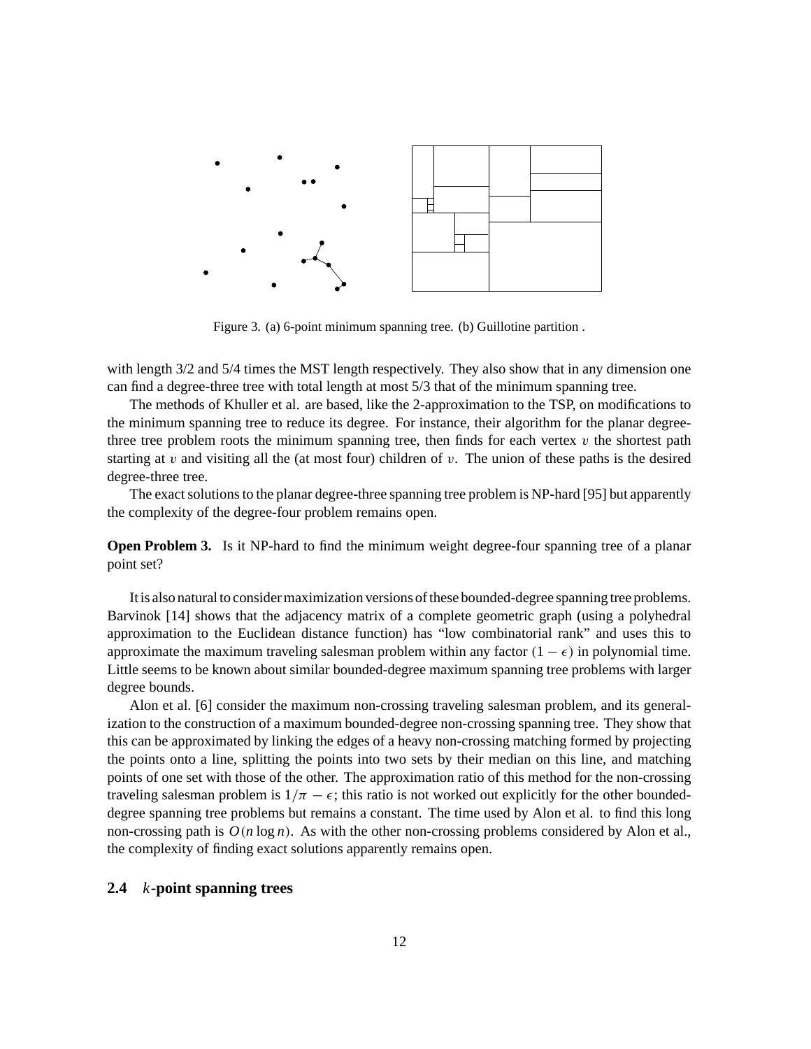Figure 3. (a) 6-point minimum spanning tree. (b) Guillotine partition .

with length 3/2 and 5/4 times the MST length respectively. They also show that in any dimension one can find a degree-three tree with total length at most 5/3 that of the minimum spanning tree.

The methods of Khuller et al. are based, like the 2-approximation to the TSP, on modifications to the minimum spanning tree to reduce its degree. For instance, their algorithm for the planar degree-three tree problem roots the minimum spanning tree, then finds for each vertex $v$ the shortest path starting at $v$ and visiting all the (at most four) children of $v$. The union of these paths is the desired degree-three tree.

The exact solutions to the planar degree-three spanning tree problem is NP-hard [95] but apparently the complexity of the degree-four problem remains open.

**Open Problem 3.** Is it NP-hard to find the minimum weight degree-four spanning tree of a planar point set?

It is also natural to consider maximization versions of these bounded-degree spanning tree problems. Barvinok [14] shows that the adjacency matrix of a complete geometric graph (using a polyhedral approximation to the Euclidean distance function) has "low combinatorial rank" and uses this to approximate the maximum traveling salesman problem within any factor $(1 - \epsilon)$ in polynomial time. Little seems to be known about similar bounded-degree maximum spanning tree problems with larger degree bounds.

Alon et al. [6] consider the maximum non-crossing traveling salesman problem, and its generalization to the construction of a maximum bounded-degree non-crossing spanning tree. They show that this can be approximated by linking the edges of a heavy non-crossing matching formed by projecting the points onto a line, splitting the points into two sets by their median on this line, and matching points of one set with those of the other. The approximation ratio of this method for the non-crossing traveling salesman problem is $1/\pi - \epsilon$; this ratio is not worked out explicitly for the other bounded-degree spanning tree problems but remains a constant. The time used by Alon et al. to find this long non-crossing path is $O(n \log n)$. As with the other non-crossing problems considered by Alon et al., the complexity of finding exact solutions apparently remains open.

### 2.4 $k$-point spanning trees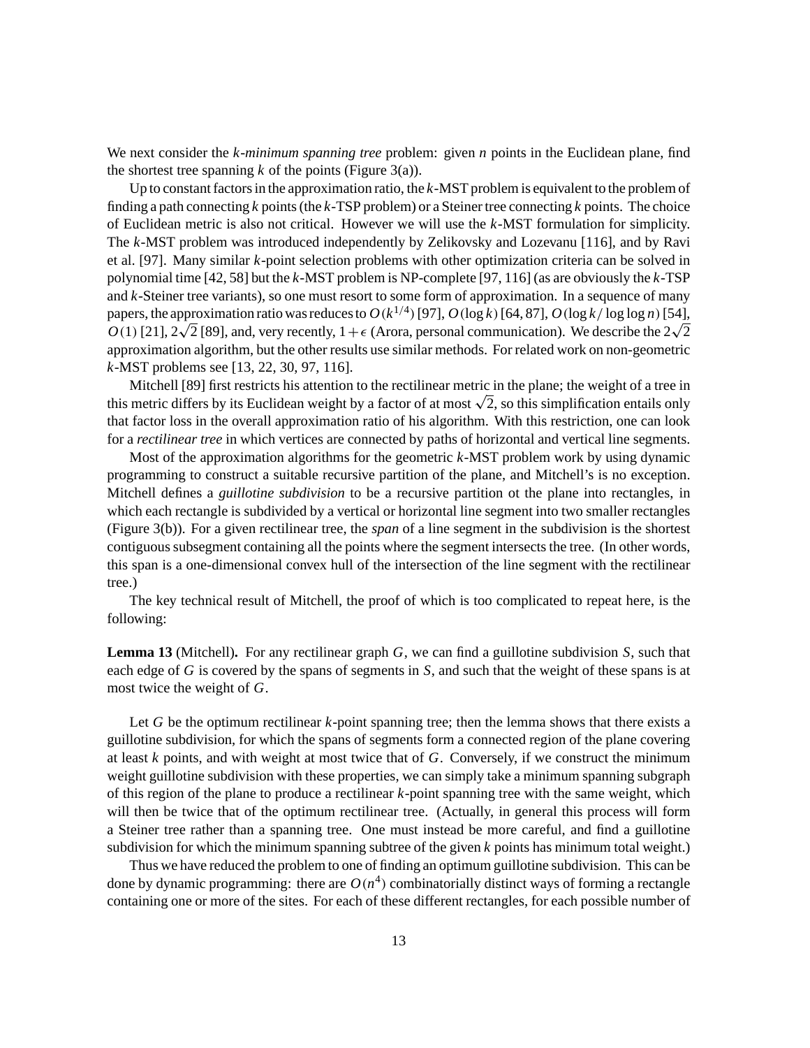We next consider the *k-minimum spanning tree* problem: given $n$ points in the Euclidean plane, find the shortest tree spanning $k$ of the points (Figure 3(a)).

Up to constant factors in the approximation ratio, the $k$-MST problem is equivalent to the problem of finding a path connecting $k$ points (the $k$-TSP problem) or a Steiner tree connecting $k$ points. The choice of Euclidean metric is also not critical. However we will use the $k$-MST formulation for simplicity. The $k$-MST problem was introduced independently by Zelikovsky and Lozevanu [116], and by Ravi et al. [97]. Many similar $k$-point selection problems with other optimization criteria can be solved in polynomial time [42, 58] but the $k$-MST problem is NP-complete [97, 116] (as are obviously the $k$-TSP and $k$-Steiner tree variants), so one must resort to some form of approximation. In a sequence of many papers, the approximation ratio was reduces to $O(k^{1/4})$ [97], $O(\log k)$ [64, 87], $O(\log k/\log\log n)$ [54], $O(1)$ [21], $2\sqrt{2}$ [89], and, very recently, $1+\epsilon$ (Arora, personal communication). We describe the $2\sqrt{2}$ approximation algorithm, but the other results use similar methods. For related work on non-geometric $k$-MST problems see [13, 22, 30, 97, 116].

Mitchell [89] first restricts his attention to the rectilinear metric in the plane; the weight of a tree in this metric differs by its Euclidean weight by a factor of at most $\sqrt{2}$, so this simplification entails only that factor loss in the overall approximation ratio of his algorithm. With this restriction, one can look for a *rectilinear tree* in which vertices are connected by paths of horizontal and vertical line segments.

Most of the approximation algorithms for the geometric $k$-MST problem work by using dynamic programming to construct a suitable recursive partition of the plane, and Mitchell's is no exception. Mitchell defines a *guillotine subdivision* to be a recursive partition ot the plane into rectangles, in which each rectangle is subdivided by a vertical or horizontal line segment into two smaller rectangles (Figure 3(b)). For a given rectilinear tree, the *span* of a line segment in the subdivision is the shortest contiguous subsegment containing all the points where the segment intersects the tree. (In other words, this span is a one-dimensional convex hull of the intersection of the line segment with the rectilinear tree.)

The key technical result of Mitchell, the proof of which is too complicated to repeat here, is the following:

**Lemma 13** (Mitchell)**.** For any rectilinear graph $G$, we can find a guillotine subdivision $S$, such that each edge of $G$ is covered by the spans of segments in $S$, and such that the weight of these spans is at most twice the weight of $G$.

Let $G$ be the optimum rectilinear $k$-point spanning tree; then the lemma shows that there exists a guillotine subdivision, for which the spans of segments form a connected region of the plane covering at least $k$ points, and with weight at most twice that of $G$. Conversely, if we construct the minimum weight guillotine subdivision with these properties, we can simply take a minimum spanning subgraph of this region of the plane to produce a rectilinear $k$-point spanning tree with the same weight, which will then be twice that of the optimum rectilinear tree. (Actually, in general this process will form a Steiner tree rather than a spanning tree. One must instead be more careful, and find a guillotine subdivision for which the minimum spanning subtree of the given $k$ points has minimum total weight.)

Thus we have reduced the problem to one of finding an optimum guillotine subdivision. This can be done by dynamic programming: there are $O(n^4)$ combinatorially distinct ways of forming a rectangle containing one or more of the sites. For each of these different rectangles, for each possible number of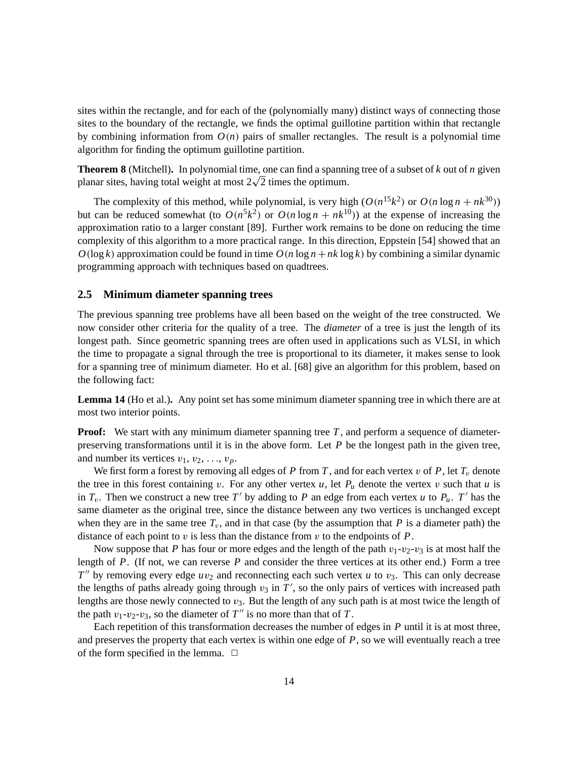sites within the rectangle, and for each of the (polynomially many) distinct ways of connecting those sites to the boundary of the rectangle, we finds the optimal guillotine partition within that rectangle by combining information from $O(n)$ pairs of smaller rectangles. The result is a polynomial time algorithm for finding the optimum guillotine partition.

**Theorem 8** (Mitchell)**.** In polynomial time, one can find a spanning tree of a subset of $k$ out of $n$ given planar sites, having total weight at most $2\sqrt{2}$ times the optimum.

The complexity of this method, while polynomial, is very high ($O(n^{15}k^2)$ or $O(n \log n + nk^{30})$) but can be reduced somewhat (to $O(n^5k^2)$ or $O(n \log n + nk^{10})$) at the expense of increasing the approximation ratio to a larger constant [89]. Further work remains to be done on reducing the time complexity of this algorithm to a more practical range. In this direction, Eppstein [54] showed that an $O(\log k)$ approximation could be found in time $O(n \log n + nk \log k)$ by combining a similar dynamic programming approach with techniques based on quadtrees.

### 2.5 Minimum diameter spanning trees

The previous spanning tree problems have all been based on the weight of the tree constructed. We now consider other criteria for the quality of a tree. The *diameter* of a tree is just the length of its longest path. Since geometric spanning trees are often used in applications such as VLSI, in which the time to propagate a signal through the tree is proportional to its diameter, it makes sense to look for a spanning tree of minimum diameter. Ho et al. [68] give an algorithm for this problem, based on the following fact:

**Lemma 14** (Ho et al.)**.** Any point set has some minimum diameter spanning tree in which there are at most two interior points.

**Proof:** We start with any minimum diameter spanning tree $T$, and perform a sequence of diameter-preserving transformations until it is in the above form. Let $P$ be the longest path in the given tree, and number its vertices $v_1, v_2, \ldots, v_p$.

We first form a forest by removing all edges of $P$ from $T$, and for each vertex $v$ of $P$, let $T_v$ denote the tree in this forest containing $v$. For any other vertex $u$, let $P_u$ denote the vertex $v$ such that $u$ is in $T_v$. Then we construct a new tree $T'$ by adding to $P$ an edge from each vertex $u$ to $P_u$. $T'$ has the same diameter as the original tree, since the distance between any two vertices is unchanged except when they are in the same tree $T_v$, and in that case (by the assumption that $P$ is a diameter path) the distance of each point to $v$ is less than the distance from $v$ to the endpoints of $P$.

Now suppose that $P$ has four or more edges and the length of the path $v_1$-$v_2$-$v_3$ is at most half the length of $P$. (If not, we can reverse $P$ and consider the three vertices at its other end.) Form a tree $T''$ by removing every edge $uv_2$ and reconnecting each such vertex $u$ to $v_3$. This can only decrease the lengths of paths already going through $v_3$ in $T'$, so the only pairs of vertices with increased path lengths are those newly connected to $v_3$. But the length of any such path is at most twice the length of the path $v_1$-$v_2$-$v_3$, so the diameter of $T''$ is no more than that of $T$.

Each repetition of this transformation decreases the number of edges in $P$ until it is at most three, and preserves the property that each vertex is within one edge of $P$, so we will eventually reach a tree of the form specified in the lemma. $\square$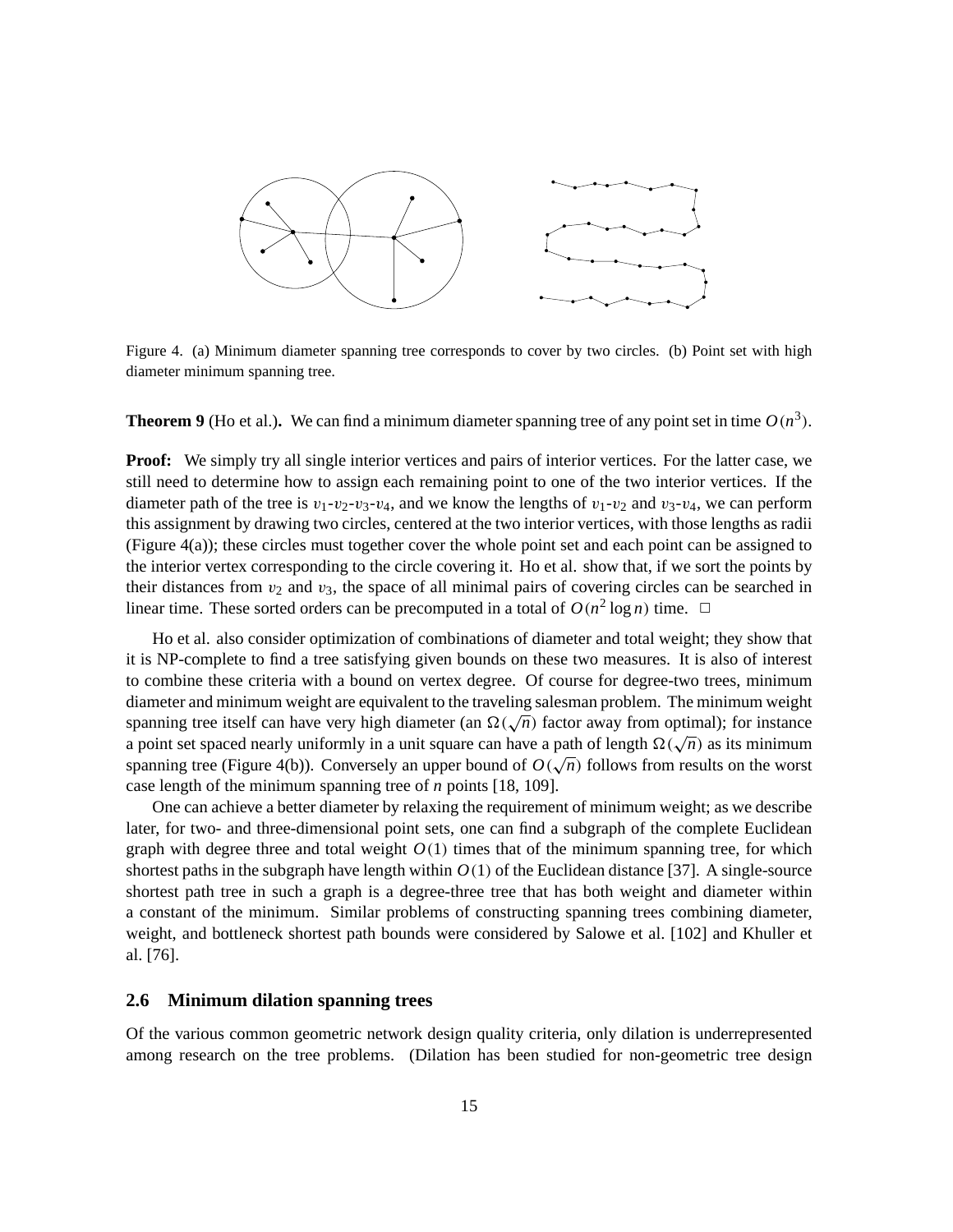Figure 4. (a) Minimum diameter spanning tree corresponds to cover by two circles. (b) Point set with high diameter minimum spanning tree.

**Theorem 9** (Ho et al.)**.** We can find a minimum diameter spanning tree of any point set in time $O(n^3)$.

**Proof:** We simply try all single interior vertices and pairs of interior vertices. For the latter case, we still need to determine how to assign each remaining point to one of the two interior vertices. If the diameter path of the tree is $v_1$-$v_2$-$v_3$-$v_4$, and we know the lengths of $v_1$-$v_2$ and $v_3$-$v_4$, we can perform this assignment by drawing two circles, centered at the two interior vertices, with those lengths as radii (Figure 4(a)); these circles must together cover the whole point set and each point can be assigned to the interior vertex corresponding to the circle covering it. Ho et al. show that, if we sort the points by their distances from $v_2$ and $v_3$, the space of all minimal pairs of covering circles can be searched in linear time. These sorted orders can be precomputed in a total of $O(n^2 \log n)$ time. □

Ho et al. also consider optimization of combinations of diameter and total weight; they show that it is NP-complete to find a tree satisfying given bounds on these two measures. It is also of interest to combine these criteria with a bound on vertex degree. Of course for degree-two trees, minimum diameter and minimum weight are equivalent to the traveling salesman problem. The minimum weight spanning tree itself can have very high diameter (an $\Omega(\sqrt{n})$ factor away from optimal); for instance a point set spaced nearly uniformly in a unit square can have a path of length $\Omega(\sqrt{n})$ as its minimum spanning tree (Figure 4(b)). Conversely an upper bound of $O(\sqrt{n})$ follows from results on the worst case length of the minimum spanning tree of $n$ points [18, 109].

One can achieve a better diameter by relaxing the requirement of minimum weight; as we describe later, for two- and three-dimensional point sets, one can find a subgraph of the complete Euclidean graph with degree three and total weight $O(1)$ times that of the minimum spanning tree, for which shortest paths in the subgraph have length within $O(1)$ of the Euclidean distance [37]. A single-source shortest path tree in such a graph is a degree-three tree that has both weight and diameter within a constant of the minimum. Similar problems of constructing spanning trees combining diameter, weight, and bottleneck shortest path bounds were considered by Salowe et al. [102] and Khuller et al. [76].

## 2.6 Minimum dilation spanning trees

Of the various common geometric network design quality criteria, only dilation is underrepresented among research on the tree problems. (Dilation has been studied for non-geometric tree design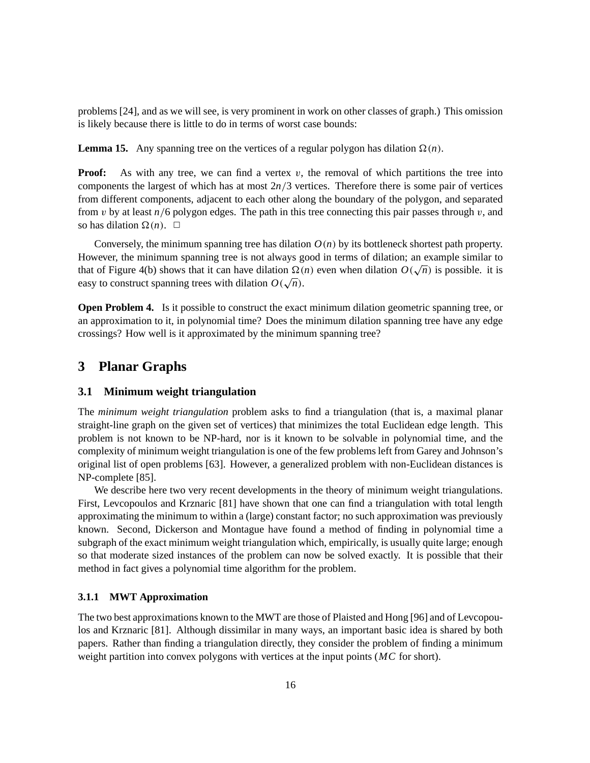problems [24], and as we will see, is very prominent in work on other classes of graph.) This omission is likely because there is little to do in terms of worst case bounds:

**Lemma 15.** Any spanning tree on the vertices of a regular polygon has dilation $\Omega(n)$.

**Proof:** As with any tree, we can find a vertex $v$, the removal of which partitions the tree into components the largest of which has at most $2n/3$ vertices. Therefore there is some pair of vertices from different components, adjacent to each other along the boundary of the polygon, and separated from $v$ by at least $n/6$ polygon edges. The path in this tree connecting this pair passes through $v$, and so has dilation $\Omega(n)$. $\square$

Conversely, the minimum spanning tree has dilation $O(n)$ by its bottleneck shortest path property. However, the minimum spanning tree is not always good in terms of dilation; an example similar to that of Figure 4(b) shows that it can have dilation $\Omega(n)$ even when dilation $O(\sqrt{n})$ is possible. it is easy to construct spanning trees with dilation $O(\sqrt{n})$.

**Open Problem 4.** Is it possible to construct the exact minimum dilation geometric spanning tree, or an approximation to it, in polynomial time? Does the minimum dilation spanning tree have any edge crossings? How well is it approximated by the minimum spanning tree?

# 3 Planar Graphs

## 3.1 Minimum weight triangulation

The *minimum weight triangulation* problem asks to find a triangulation (that is, a maximal planar straight-line graph on the given set of vertices) that minimizes the total Euclidean edge length. This problem is not known to be NP-hard, nor is it known to be solvable in polynomial time, and the complexity of minimum weight triangulation is one of the few problems left from Garey and Johnson's original list of open problems [63]. However, a generalized problem with non-Euclidean distances is NP-complete [85].

We describe here two very recent developments in the theory of minimum weight triangulations. First, Levcopoulos and Krznaric [81] have shown that one can find a triangulation with total length approximating the minimum to within a (large) constant factor; no such approximation was previously known. Second, Dickerson and Montague have found a method of finding in polynomial time a subgraph of the exact minimum weight triangulation which, empirically, is usually quite large; enough so that moderate sized instances of the problem can now be solved exactly. It is possible that their method in fact gives a polynomial time algorithm for the problem.

### 3.1.1 MWT Approximation

The two best approximations known to the MWT are those of Plaisted and Hong [96] and of Levcopoulos and Krznaric [81]. Although dissimilar in many ways, an important basic idea is shared by both papers. Rather than finding a triangulation directly, they consider the problem of finding a minimum weight partition into convex polygons with vertices at the input points ($MC$ for short).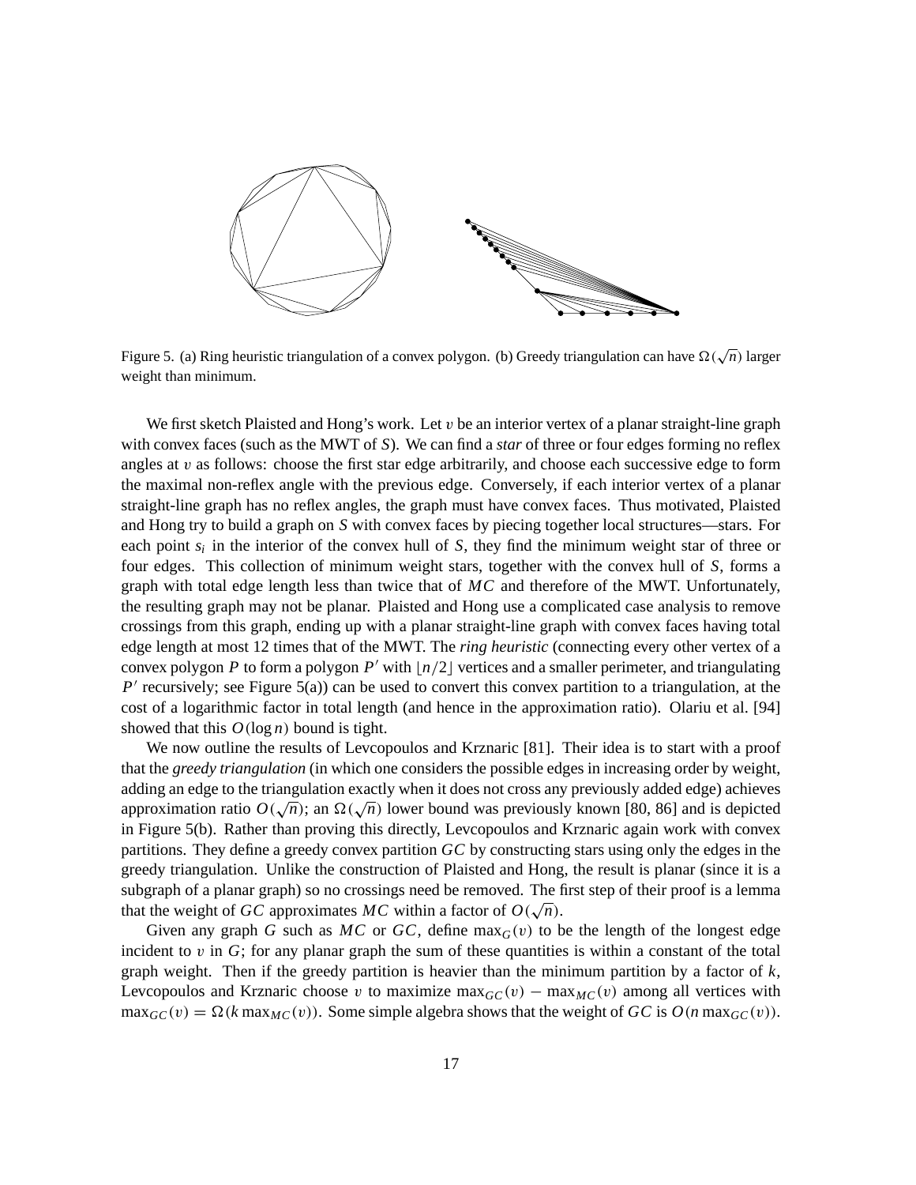Figure 5. (a) Ring heuristic triangulation of a convex polygon. (b) Greedy triangulation can have $\Omega(\sqrt{n})$ larger weight than minimum.

We first sketch Plaisted and Hong's work. Let $v$ be an interior vertex of a planar straight-line graph with convex faces (such as the MWT of $S$). We can find a *star* of three or four edges forming no reflex angles at $v$ as follows: choose the first star edge arbitrarily, and choose each successive edge to form the maximal non-reflex angle with the previous edge. Conversely, if each interior vertex of a planar straight-line graph has no reflex angles, the graph must have convex faces. Thus motivated, Plaisted and Hong try to build a graph on $S$ with convex faces by piecing together local structures—stars. For each point $s_i$ in the interior of the convex hull of $S$, they find the minimum weight star of three or four edges. This collection of minimum weight stars, together with the convex hull of $S$, forms a graph with total edge length less than twice that of $MC$ and therefore of the MWT. Unfortunately, the resulting graph may not be planar. Plaisted and Hong use a complicated case analysis to remove crossings from this graph, ending up with a planar straight-line graph with convex faces having total edge length at most 12 times that of the MWT. The *ring heuristic* (connecting every other vertex of a convex polygon $P$ to form a polygon $P'$ with $\lfloor n/2 \rfloor$ vertices and a smaller perimeter, and triangulating $P'$ recursively; see Figure 5(a)) can be used to convert this convex partition to a triangulation, at the cost of a logarithmic factor in total length (and hence in the approximation ratio). Olariu et al. [94] showed that this $O(\log n)$ bound is tight.

We now outline the results of Levcopoulos and Krznaric [81]. Their idea is to start with a proof that the *greedy triangulation* (in which one considers the possible edges in increasing order by weight, adding an edge to the triangulation exactly when it does not cross any previously added edge) achieves approximation ratio $O(\sqrt{n})$; an $\Omega(\sqrt{n})$ lower bound was previously known [80, 86] and is depicted in Figure 5(b). Rather than proving this directly, Levcopoulos and Krznaric again work with convex partitions. They define a greedy convex partition $GC$ by constructing stars using only the edges in the greedy triangulation. Unlike the construction of Plaisted and Hong, the result is planar (since it is a subgraph of a planar graph) so no crossings need be removed. The first step of their proof is a lemma that the weight of $GC$ approximates $MC$ within a factor of $O(\sqrt{n})$.

Given any graph $G$ such as $MC$ or $GC$, define $\max_G(v)$ to be the length of the longest edge incident to $v$ in $G$; for any planar graph the sum of these quantities is within a constant of the total graph weight. Then if the greedy partition is heavier than the minimum partition by a factor of $k$, Levcopoulos and Krznaric choose $v$ to maximize $\max_{GC}(v) - \max_{MC}(v)$ among all vertices with $\max_{GC}(v) = \Omega(k \max_{MC}(v))$. Some simple algebra shows that the weight of $GC$ is $O(n \max_{GC}(v))$.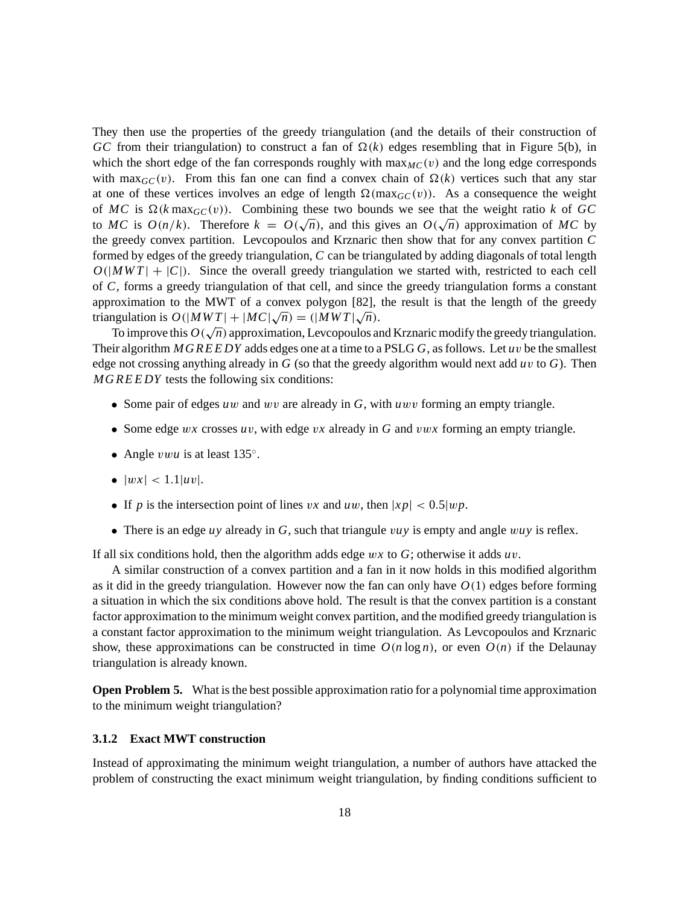They then use the properties of the greedy triangulation (and the details of their construction of $GC$ from their triangulation) to construct a fan of $\Omega(k)$ edges resembling that in Figure 5(b), in which the short edge of the fan corresponds roughly with $\max_{MC}(v)$ and the long edge corresponds with $\max_{GC}(v)$. From this fan one can find a convex chain of $\Omega(k)$ vertices such that any star at one of these vertices involves an edge of length $\Omega(\max_{GC}(v))$. As a consequence the weight of $MC$ is $\Omega(k \max_{GC}(v))$. Combining these two bounds we see that the weight ratio $k$ of $GC$ to $MC$ is $O(n/k)$. Therefore $k = O(\sqrt{n})$, and this gives an $O(\sqrt{n})$ approximation of $MC$ by the greedy convex partition. Levcopoulos and Krznaric then show that for any convex partition $C$ formed by edges of the greedy triangulation, $C$ can be triangulated by adding diagonals of total length $O(|MWT| + |C|)$. Since the overall greedy triangulation we started with, restricted to each cell of $C$, forms a greedy triangulation of that cell, and since the greedy triangulation forms a constant approximation to the MWT of a convex polygon [82], the result is that the length of the greedy triangulation is $O(|MWT| + |MC|\sqrt{n}) = (|MWT|\sqrt{n})$.

To improve this $O(\sqrt{n})$ approximation, Levcopoulos and Krznaric modify the greedy triangulation. Their algorithm $MGREEDY$ adds edges one at a time to a PSLG $G$, as follows. Let $uv$ be the smallest edge not crossing anything already in $G$ (so that the greedy algorithm would next add $uv$ to $G$). Then $MGREEDY$ tests the following six conditions:

- Some pair of edges $uw$ and $wv$ are already in $G$, with $uwv$ forming an empty triangle.
- Some edge $wx$ crosses $uv$, with edge $vx$ already in $G$ and $vwx$ forming an empty triangle.
- Angle $vwu$ is at least $135^{\circ}$.
- $|wx| < 1.1|uv|$.
- If $p$ is the intersection point of lines $vx$ and $uw$, then $|xp| < 0.5|wp$.
- There is an edge $uy$ already in $G$, such that triangule $vuy$ is empty and angle $wuy$ is reflex.

If all six conditions hold, then the algorithm adds edge $wx$ to $G$; otherwise it adds $uv$.

A similar construction of a convex partition and a fan in it now holds in this modified algorithm as it did in the greedy triangulation. However now the fan can only have $O(1)$ edges before forming a situation in which the six conditions above hold. The result is that the convex partition is a constant factor approximation to the minimum weight convex partition, and the modified greedy triangulation is a constant factor approximation to the minimum weight triangulation. As Levcopoulos and Krznaric show, these approximations can be constructed in time $O(n \log n)$, or even $O(n)$ if the Delaunay triangulation is already known.

**Open Problem 5.** What is the best possible approximation ratio for a polynomial time approximation to the minimum weight triangulation?

### 3.1.2 Exact MWT construction

Instead of approximating the minimum weight triangulation, a number of authors have attacked the problem of constructing the exact minimum weight triangulation, by finding conditions sufficient to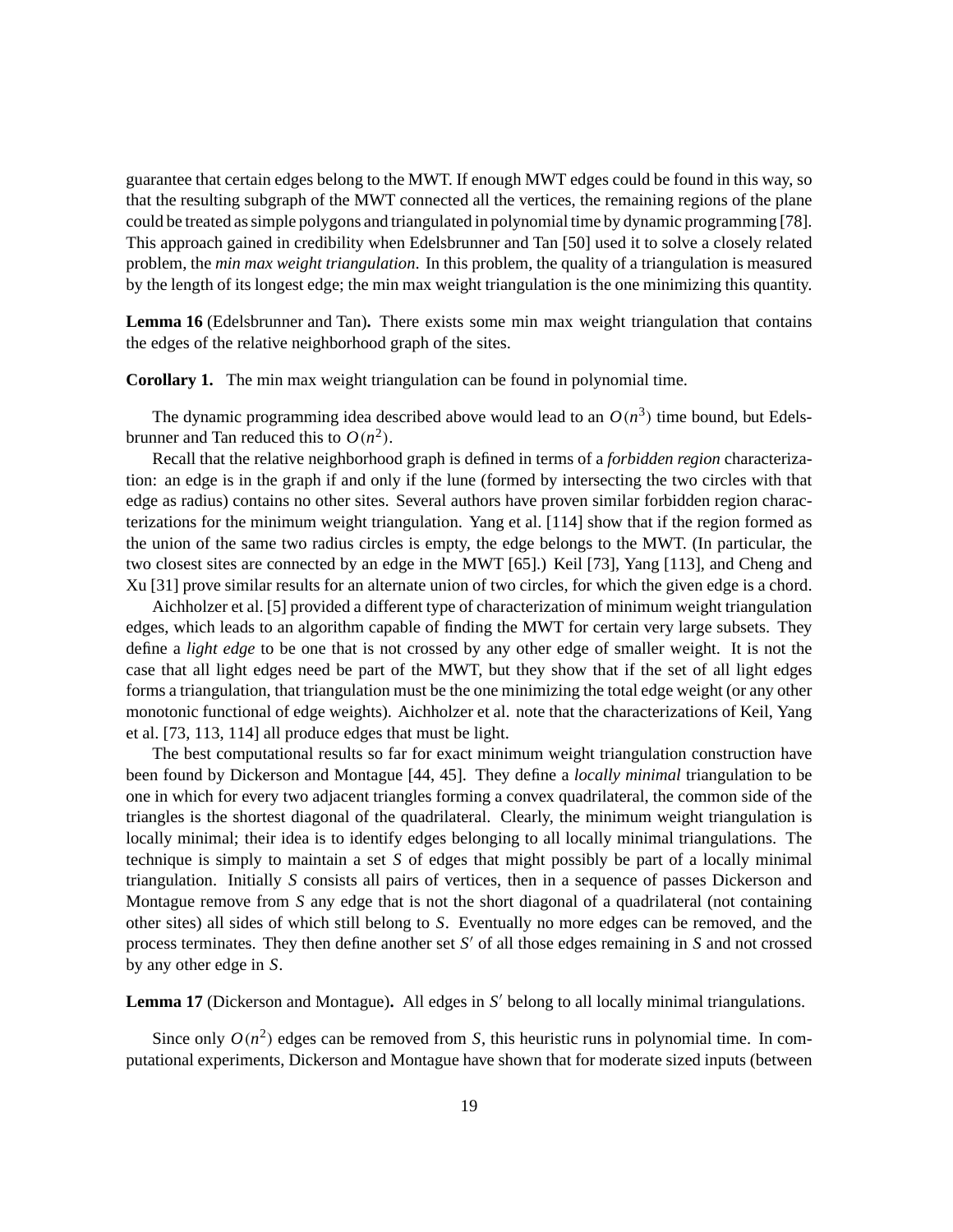guarantee that certain edges belong to the MWT. If enough MWT edges could be found in this way, so that the resulting subgraph of the MWT connected all the vertices, the remaining regions of the plane could be treated as simple polygons and triangulated in polynomial time by dynamic programming [78]. This approach gained in credibility when Edelsbrunner and Tan [50] used it to solve a closely related problem, the *min max weight triangulation*. In this problem, the quality of a triangulation is measured by the length of its longest edge; the min max weight triangulation is the one minimizing this quantity.

**Lemma 16** (Edelsbrunner and Tan)**.** There exists some min max weight triangulation that contains the edges of the relative neighborhood graph of the sites.

**Corollary 1.** The min max weight triangulation can be found in polynomial time.

The dynamic programming idea described above would lead to an $O(n^3)$ time bound, but Edelsbrunner and Tan reduced this to $O(n^2)$.

Recall that the relative neighborhood graph is defined in terms of a *forbidden region* characterization: an edge is in the graph if and only if the lune (formed by intersecting the two circles with that edge as radius) contains no other sites. Several authors have proven similar forbidden region characterizations for the minimum weight triangulation. Yang et al. [114] show that if the region formed as the union of the same two radius circles is empty, the edge belongs to the MWT. (In particular, the two closest sites are connected by an edge in the MWT [65].) Keil [73], Yang [113], and Cheng and Xu [31] prove similar results for an alternate union of two circles, for which the given edge is a chord.

Aichholzer et al. [5] provided a different type of characterization of minimum weight triangulation edges, which leads to an algorithm capable of finding the MWT for certain very large subsets. They define a *light edge* to be one that is not crossed by any other edge of smaller weight. It is not the case that all light edges need be part of the MWT, but they show that if the set of all light edges forms a triangulation, that triangulation must be the one minimizing the total edge weight (or any other monotonic functional of edge weights). Aichholzer et al. note that the characterizations of Keil, Yang et al. [73, 113, 114] all produce edges that must be light.

The best computational results so far for exact minimum weight triangulation construction have been found by Dickerson and Montague [44, 45]. They define a *locally minimal* triangulation to be one in which for every two adjacent triangles forming a convex quadrilateral, the common side of the triangles is the shortest diagonal of the quadrilateral. Clearly, the minimum weight triangulation is locally minimal; their idea is to identify edges belonging to all locally minimal triangulations. The technique is simply to maintain a set $S$ of edges that might possibly be part of a locally minimal triangulation. Initially $S$ consists all pairs of vertices, then in a sequence of passes Dickerson and Montague remove from $S$ any edge that is not the short diagonal of a quadrilateral (not containing other sites) all sides of which still belong to $S$. Eventually no more edges can be removed, and the process terminates. They then define another set $S'$ of all those edges remaining in $S$ and not crossed by any other edge in $S$.

**Lemma 17** (Dickerson and Montague)**.** All edges in $S'$ belong to all locally minimal triangulations.

Since only $O(n^2)$ edges can be removed from $S$, this heuristic runs in polynomial time. In computational experiments, Dickerson and Montague have shown that for moderate sized inputs (between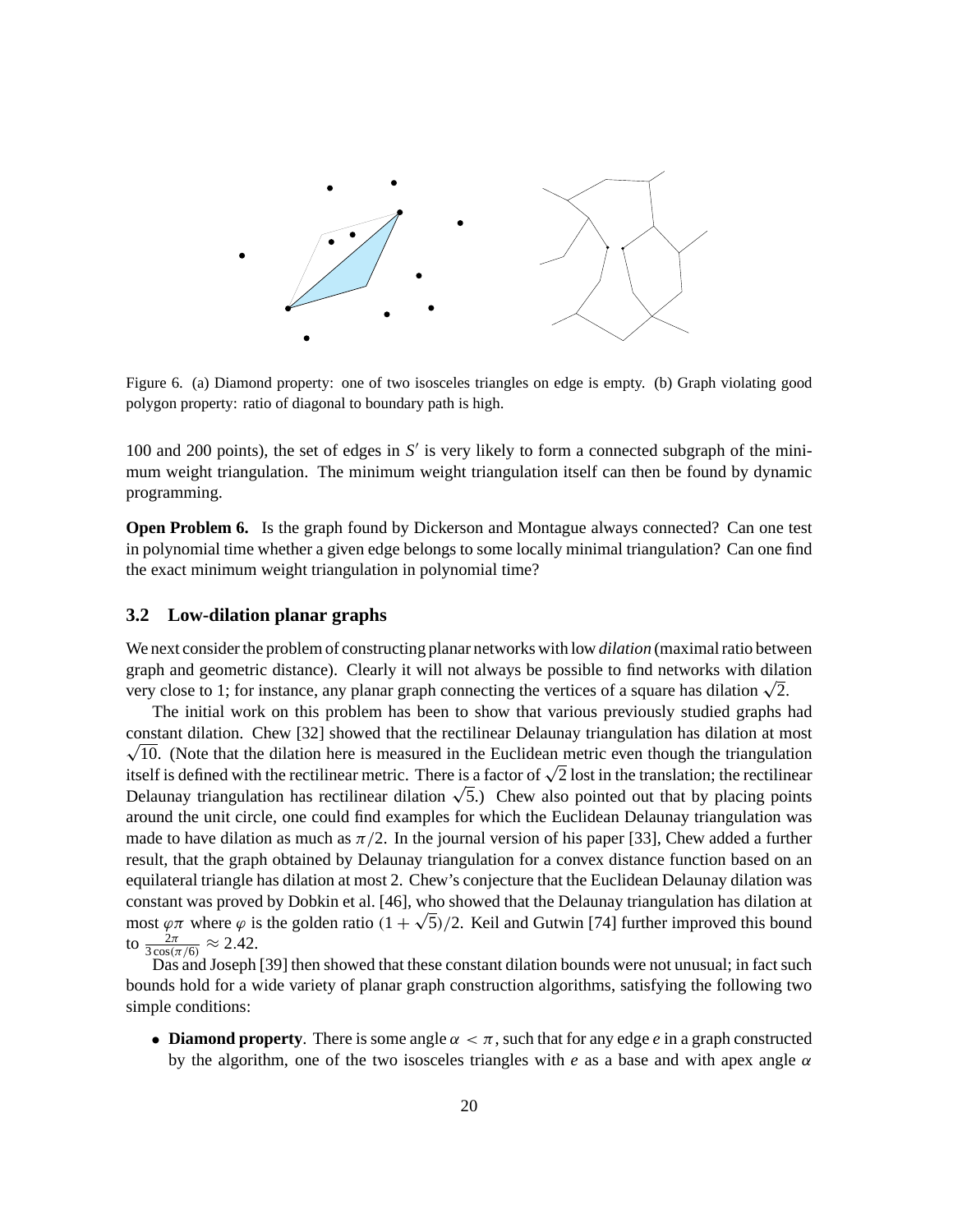Figure 6. (a) Diamond property: one of two isosceles triangles on edge is empty. (b) Graph violating good polygon property: ratio of diagonal to boundary path is high.

100 and 200 points), the set of edges in $S'$ is very likely to form a connected subgraph of the minimum weight triangulation. The minimum weight triangulation itself can then be found by dynamic programming.

**Open Problem 6.** Is the graph found by Dickerson and Montague always connected? Can one test in polynomial time whether a given edge belongs to some locally minimal triangulation? Can one find the exact minimum weight triangulation in polynomial time?

### 3.2 Low-dilation planar graphs

We next consider the problem of constructing planar networks with low *dilation* (maximal ratio between graph and geometric distance). Clearly it will not always be possible to find networks with dilation very close to 1; for instance, any planar graph connecting the vertices of a square has dilation $\sqrt{2}$.

The initial work on this problem has been to show that various previously studied graphs had constant dilation. Chew [32] showed that the rectilinear Delaunay triangulation has dilation at most $\sqrt{10}$. (Note that the dilation here is measured in the Euclidean metric even though the triangulation itself is defined with the rectilinear metric. There is a factor of $\sqrt{2}$ lost in the translation; the rectilinear Delaunay triangulation has rectilinear dilation $\sqrt{5}$.) Chew also pointed out that by placing points around the unit circle, one could find examples for which the Euclidean Delaunay triangulation was made to have dilation as much as $\pi/2$. In the journal version of his paper [33], Chew added a further result, that the graph obtained by Delaunay triangulation for a convex distance function based on an equilateral triangle has dilation at most 2. Chew's conjecture that the Euclidean Delaunay dilation was constant was proved by Dobkin et al. [46], who showed that the Delaunay triangulation has dilation at most $\varphi\pi$ where $\varphi$ is the golden ratio $(1+\sqrt{5})/2$. Keil and Gutwin [74] further improved this bound to $\frac{2\pi}{3\cos(\pi/6)} \approx 2.42$.

Das and Joseph [39] then showed that these constant dilation bounds were not unusual; in fact such bounds hold for a wide variety of planar graph construction algorithms, satisfying the following two simple conditions:

- **Diamond property**. There is some angle $\alpha < \pi$, such that for any edge $e$ in a graph constructed by the algorithm, one of the two isosceles triangles with $e$ as a base and with apex angle $\alpha$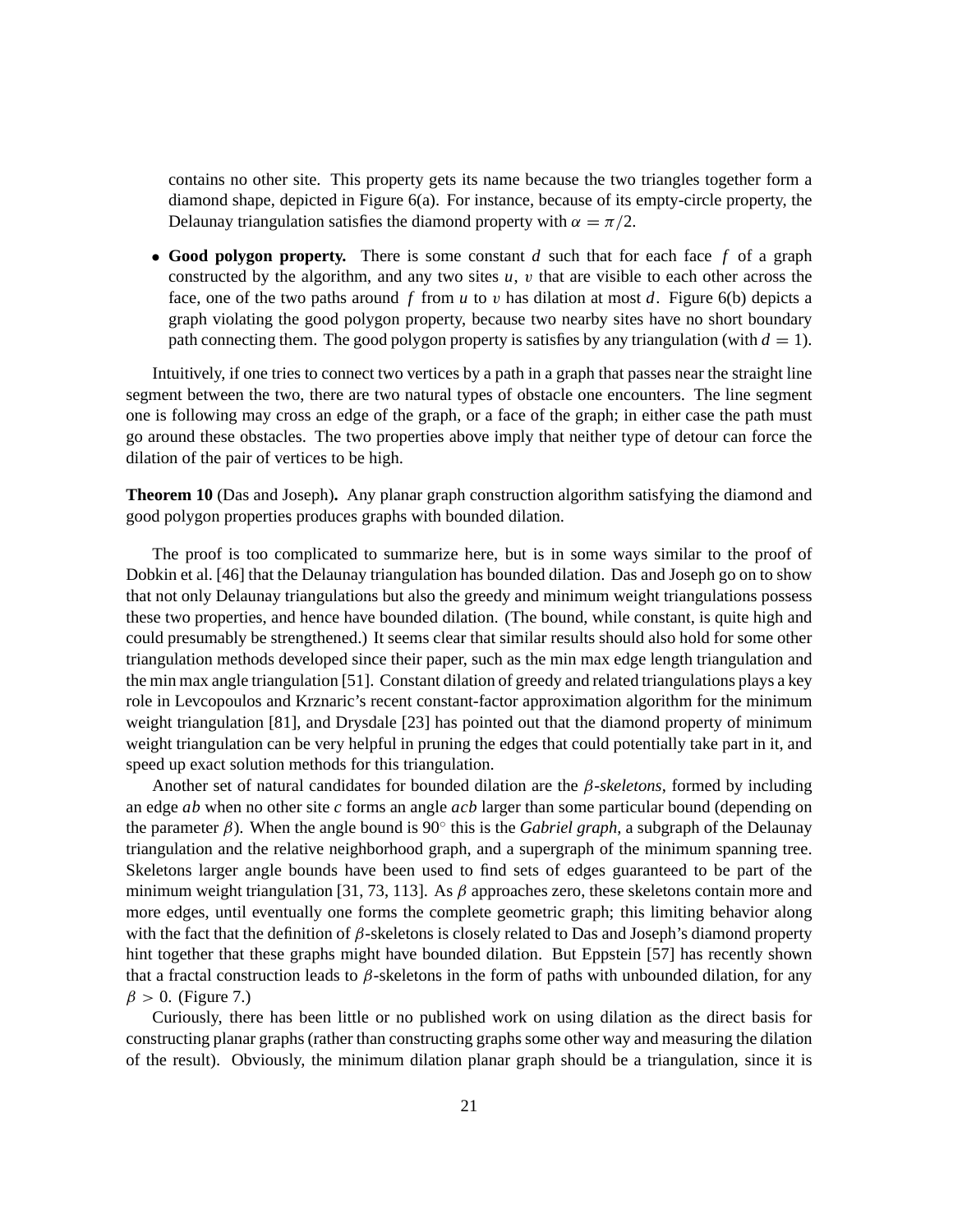contains no other site. This property gets its name because the two triangles together form a diamond shape, depicted in Figure 6(a). For instance, because of its empty-circle property, the Delaunay triangulation satisfies the diamond property with $\alpha = \pi/2$.

- **Good polygon property.** There is some constant $d$ such that for each face $f$ of a graph constructed by the algorithm, and any two sites $u$, $v$ that are visible to each other across the face, one of the two paths around $f$ from $u$ to $v$ has dilation at most $d$. Figure 6(b) depicts a graph violating the good polygon property, because two nearby sites have no short boundary path connecting them. The good polygon property is satisfies by any triangulation (with $d = 1$).

Intuitively, if one tries to connect two vertices by a path in a graph that passes near the straight line segment between the two, there are two natural types of obstacle one encounters. The line segment one is following may cross an edge of the graph, or a face of the graph; in either case the path must go around these obstacles. The two properties above imply that neither type of detour can force the dilation of the pair of vertices to be high.

**Theorem 10** (Das and Joseph)**.** Any planar graph construction algorithm satisfying the diamond and good polygon properties produces graphs with bounded dilation.

The proof is too complicated to summarize here, but is in some ways similar to the proof of Dobkin et al. [46] that the Delaunay triangulation has bounded dilation. Das and Joseph go on to show that not only Delaunay triangulations but also the greedy and minimum weight triangulations possess these two properties, and hence have bounded dilation. (The bound, while constant, is quite high and could presumably be strengthened.) It seems clear that similar results should also hold for some other triangulation methods developed since their paper, such as the min max edge length triangulation and the min max angle triangulation [51]. Constant dilation of greedy and related triangulations plays a key role in Levcopoulos and Krznaric's recent constant-factor approximation algorithm for the minimum weight triangulation [81], and Drysdale [23] has pointed out that the diamond property of minimum weight triangulation can be very helpful in pruning the edges that could potentially take part in it, and speed up exact solution methods for this triangulation.

Another set of natural candidates for bounded dilation are the *$\beta$-skeletons*, formed by including an edge *ab* when no other site *c* forms an angle *acb* larger than some particular bound (depending on the parameter $\beta$). When the angle bound is $90^\circ$ this is the *Gabriel graph*, a subgraph of the Delaunay triangulation and the relative neighborhood graph, and a supergraph of the minimum spanning tree. Skeletons larger angle bounds have been used to find sets of edges guaranteed to be part of the minimum weight triangulation [31, 73, 113]. As $\beta$ approaches zero, these skeletons contain more and more edges, until eventually one forms the complete geometric graph; this limiting behavior along with the fact that the definition of $\beta$-skeletons is closely related to Das and Joseph's diamond property hint together that these graphs might have bounded dilation. But Eppstein [57] has recently shown that a fractal construction leads to $\beta$-skeletons in the form of paths with unbounded dilation, for any $\beta > 0$. (Figure 7.)

Curiously, there has been little or no published work on using dilation as the direct basis for constructing planar graphs (rather than constructing graphs some other way and measuring the dilation of the result). Obviously, the minimum dilation planar graph should be a triangulation, since it is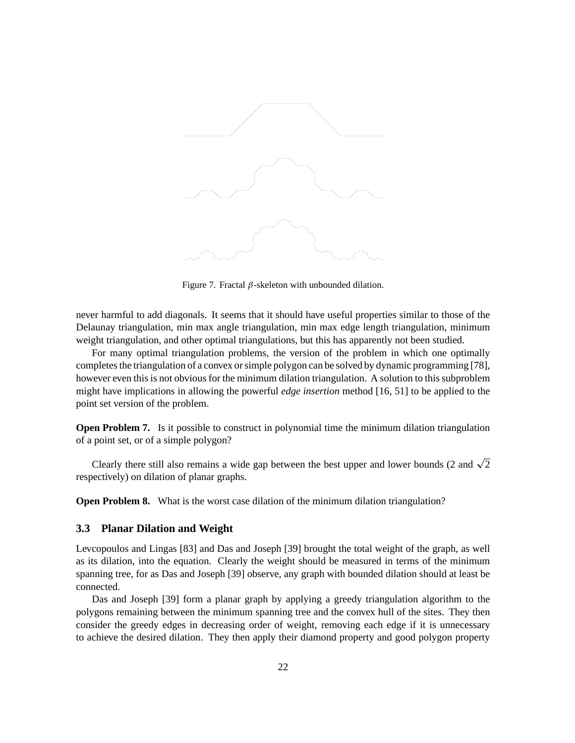Figure 7. Fractal $\beta$-skeleton with unbounded dilation.

never harmful to add diagonals. It seems that it should have useful properties similar to those of the Delaunay triangulation, min max angle triangulation, min max edge length triangulation, minimum weight triangulation, and other optimal triangulations, but this has apparently not been studied.

For many optimal triangulation problems, the version of the problem in which one optimally completes the triangulation of a convex or simple polygon can be solved by dynamic programming [78], however even this is not obvious for the minimum dilation triangulation. A solution to this subproblem might have implications in allowing the powerful *edge insertion* method [16, 51] to be applied to the point set version of the problem.

**Open Problem 7.** Is it possible to construct in polynomial time the minimum dilation triangulation of a point set, or of a simple polygon?

Clearly there still also remains a wide gap between the best upper and lower bounds (2 and $\sqrt{2}$ respectively) on dilation of planar graphs.

**Open Problem 8.** What is the worst case dilation of the minimum dilation triangulation?

### 3.3 Planar Dilation and Weight

Levcopoulos and Lingas [83] and Das and Joseph [39] brought the total weight of the graph, as well as its dilation, into the equation. Clearly the weight should be measured in terms of the minimum spanning tree, for as Das and Joseph [39] observe, any graph with bounded dilation should at least be connected.

Das and Joseph [39] form a planar graph by applying a greedy triangulation algorithm to the polygons remaining between the minimum spanning tree and the convex hull of the sites. They then consider the greedy edges in decreasing order of weight, removing each edge if it is unnecessary to achieve the desired dilation. They then apply their diamond property and good polygon property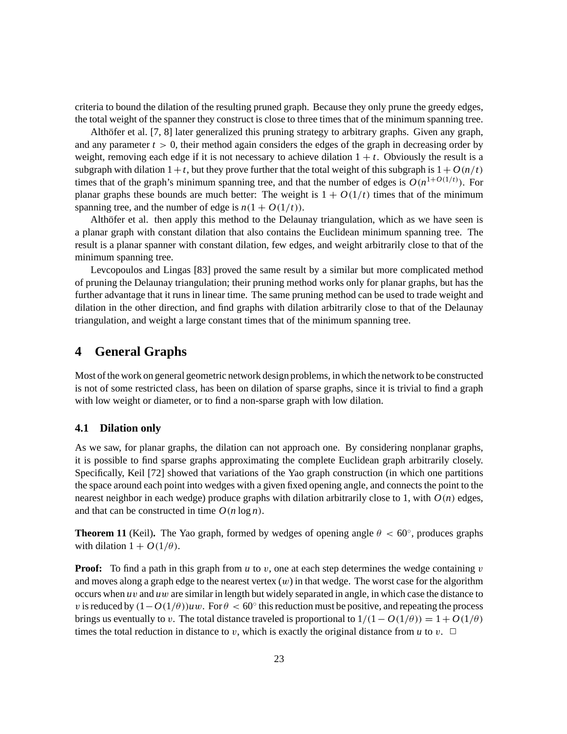criteria to bound the dilation of the resulting pruned graph. Because they only prune the greedy edges, the total weight of the spanner they construct is close to three times that of the minimum spanning tree.

Althöfer et al. [7, 8] later generalized this pruning strategy to arbitrary graphs. Given any graph, and any parameter $t > 0$, their method again considers the edges of the graph in decreasing order by weight, removing each edge if it is not necessary to achieve dilation $1 + t$. Obviously the result is a subgraph with dilation $1 + t$, but they prove further that the total weight of this subgraph is $1 + O(n/t)$ times that of the graph's minimum spanning tree, and that the number of edges is $O(n^{1+O(1/t)})$. For planar graphs these bounds are much better: The weight is $1 + O(1/t)$ times that of the minimum spanning tree, and the number of edge is $n(1 + O(1/t))$.

Althöfer et al. then apply this method to the Delaunay triangulation, which as we have seen is a planar graph with constant dilation that also contains the Euclidean minimum spanning tree. The result is a planar spanner with constant dilation, few edges, and weight arbitrarily close to that of the minimum spanning tree.

Levcopoulos and Lingas [83] proved the same result by a similar but more complicated method of pruning the Delaunay triangulation; their pruning method works only for planar graphs, but has the further advantage that it runs in linear time. The same pruning method can be used to trade weight and dilation in the other direction, and find graphs with dilation arbitrarily close to that of the Delaunay triangulation, and weight a large constant times that of the minimum spanning tree.

# 4 General Graphs

Most of the work on general geometric network design problems, in which the network to be constructed is not of some restricted class, has been on dilation of sparse graphs, since it is trivial to find a graph with low weight or diameter, or to find a non-sparse graph with low dilation.

## 4.1 Dilation only

As we saw, for planar graphs, the dilation can not approach one. By considering nonplanar graphs, it is possible to find sparse graphs approximating the complete Euclidean graph arbitrarily closely. Specifically, Keil [72] showed that variations of the Yao graph construction (in which one partitions the space around each point into wedges with a given fixed opening angle, and connects the point to the nearest neighbor in each wedge) produce graphs with dilation arbitrarily close to 1, with $O(n)$ edges, and that can be constructed in time $O(n \log n)$.

**Theorem 11** (Keil)**.** The Yao graph, formed by wedges of opening angle $\theta < 60^\circ$, produces graphs with dilation $1 + O(1/\theta)$.

**Proof:** To find a path in this graph from $u$ to $v$, one at each step determines the wedge containing $v$ and moves along a graph edge to the nearest vertex ($w$) in that wedge. The worst case for the algorithm occurs when $uv$ and $uw$ are similar in length but widely separated in angle, in which case the distance to $v$ is reduced by $(1 - O(1/\theta))uw$. For $\theta < 60^\circ$ this reduction must be positive, and repeating the process brings us eventually to $v$. The total distance traveled is proportional to $1/(1 - O(1/\theta)) = 1 + O(1/\theta)$ times the total reduction in distance to $v$, which is exactly the original distance from $u$ to $v$. $\square$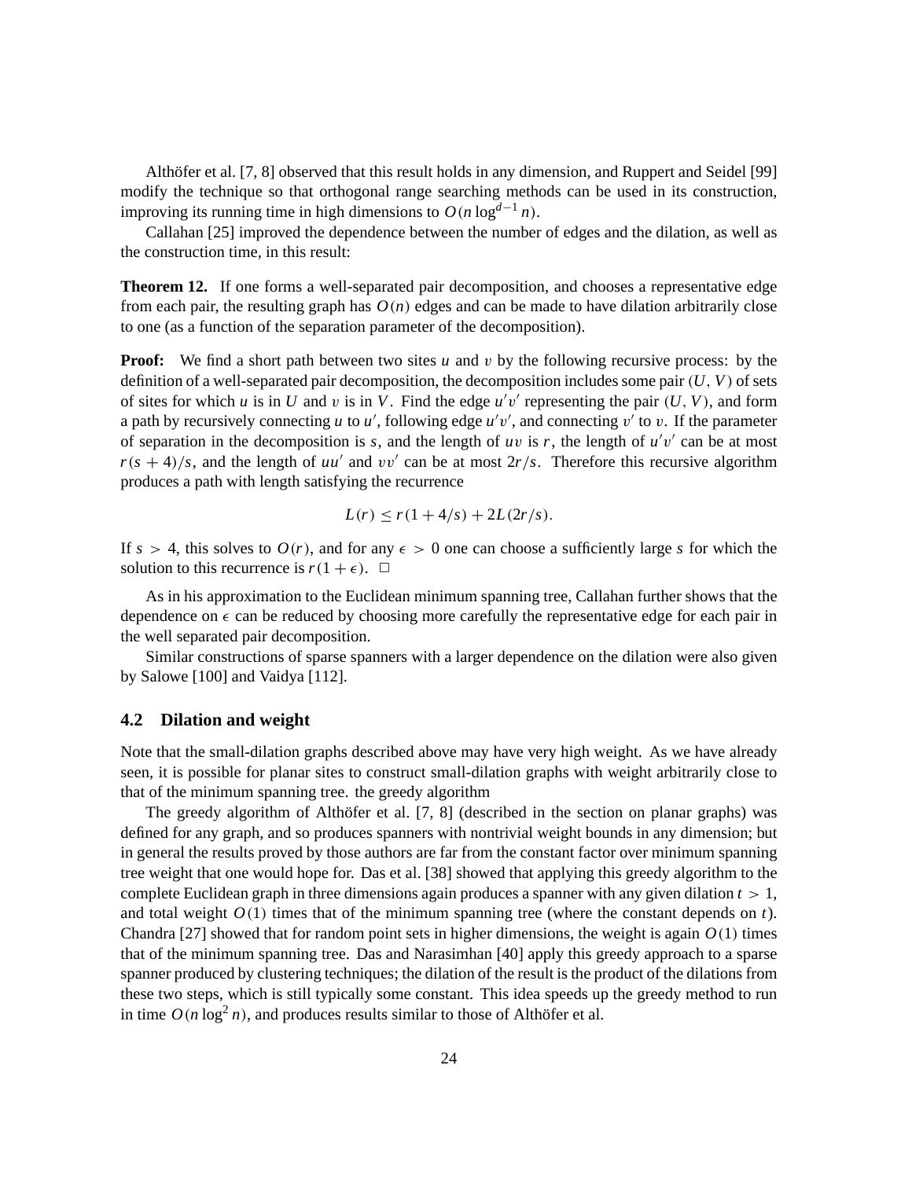Althöfer et al. [7, 8] observed that this result holds in any dimension, and Ruppert and Seidel [99] modify the technique so that orthogonal range searching methods can be used in its construction, improving its running time in high dimensions to $O(n \log^{d-1} n)$.

Callahan [25] improved the dependence between the number of edges and the dilation, as well as the construction time, in this result:

**Theorem 12.** If one forms a well-separated pair decomposition, and chooses a representative edge from each pair, the resulting graph has $O(n)$ edges and can be made to have dilation arbitrarily close to one (as a function of the separation parameter of the decomposition).

**Proof:** We find a short path between two sites $u$ and $v$ by the following recursive process: by the definition of a well-separated pair decomposition, the decomposition includes some pair $(U, V)$ of sets of sites for which $u$ is in $U$ and $v$ is in $V$. Find the edge $u'v'$ representing the pair $(U, V)$, and form a path by recursively connecting $u$ to $u'$, following edge $u'v'$, and connecting $v'$ to $v$. If the parameter of separation in the decomposition is $s$, and the length of $uv$ is $r$, the length of $u'v'$ can be at most $r(s+4)/s$, and the length of $uu'$ and $vv'$ can be at most $2r/s$. Therefore this recursive algorithm produces a path with length satisfying the recurrence

$$L(r) \leq r(1 + 4/s) + 2L(2r/s).$$

If $s > 4$, this solves to $O(r)$, and for any $\epsilon > 0$ one can choose a sufficiently large $s$ for which the solution to this recurrence is $r(1+\epsilon)$. $\square$

As in his approximation to the Euclidean minimum spanning tree, Callahan further shows that the dependence on $\epsilon$ can be reduced by choosing more carefully the representative edge for each pair in the well separated pair decomposition.

Similar constructions of sparse spanners with a larger dependence on the dilation were also given by Salowe [100] and Vaidya [112].

### 4.2 Dilation and weight

Note that the small-dilation graphs described above may have very high weight. As we have already seen, it is possible for planar sites to construct small-dilation graphs with weight arbitrarily close to that of the minimum spanning tree. the greedy algorithm

The greedy algorithm of Althöfer et al. [7, 8] (described in the section on planar graphs) was defined for any graph, and so produces spanners with nontrivial weight bounds in any dimension; but in general the results proved by those authors are far from the constant factor over minimum spanning tree weight that one would hope for. Das et al. [38] showed that applying this greedy algorithm to the complete Euclidean graph in three dimensions again produces a spanner with any given dilation $t > 1$, and total weight $O(1)$ times that of the minimum spanning tree (where the constant depends on $t$). Chandra [27] showed that for random point sets in higher dimensions, the weight is again $O(1)$ times that of the minimum spanning tree. Das and Narasimhan [40] apply this greedy approach to a sparse spanner produced by clustering techniques; the dilation of the result is the product of the dilations from these two steps, which is still typically some constant. This idea speeds up the greedy method to run in time $O(n \log^2 n)$, and produces results similar to those of Althöfer et al.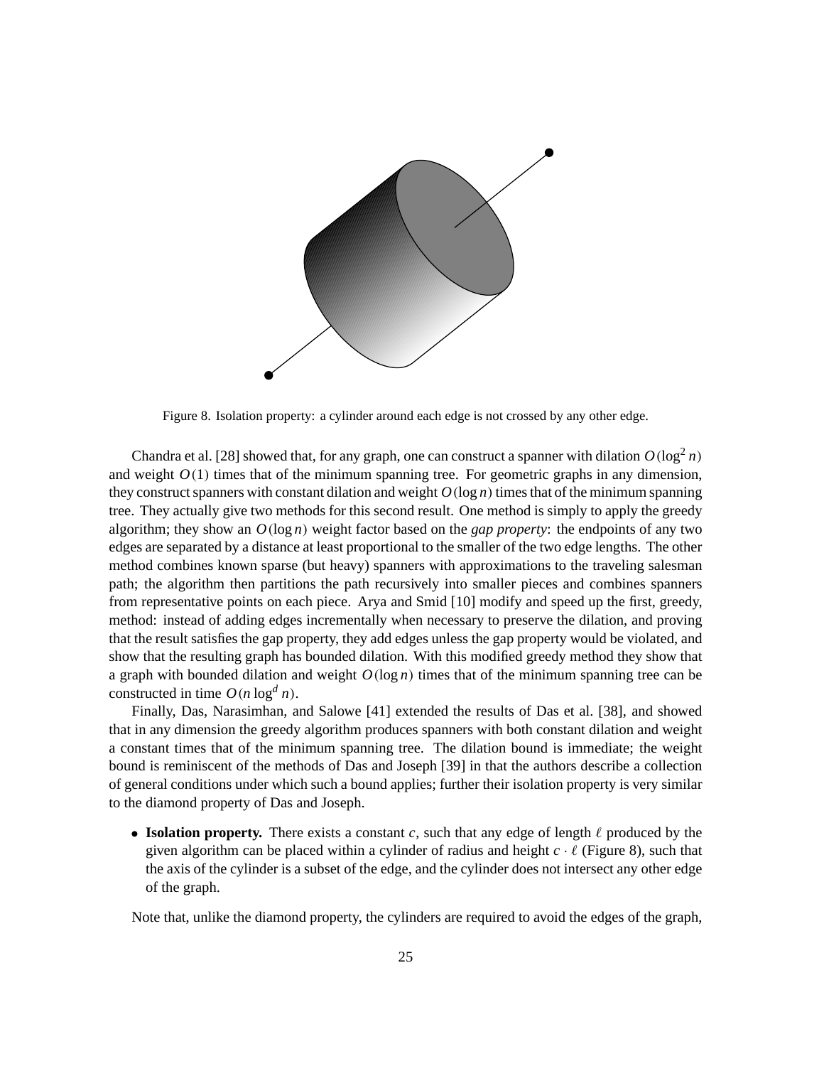Figure 8. Isolation property: a cylinder around each edge is not crossed by any other edge.

Chandra et al. [28] showed that, for any graph, one can construct a spanner with dilation $O(\log^2 n)$ and weight $O(1)$ times that of the minimum spanning tree. For geometric graphs in any dimension, they construct spanners with constant dilation and weight $O(\log n)$ times that of the minimum spanning tree. They actually give two methods for this second result. One method is simply to apply the greedy algorithm; they show an $O(\log n)$ weight factor based on the *gap property*: the endpoints of any two edges are separated by a distance at least proportional to the smaller of the two edge lengths. The other method combines known sparse (but heavy) spanners with approximations to the traveling salesman path; the algorithm then partitions the path recursively into smaller pieces and combines spanners from representative points on each piece. Arya and Smid [10] modify and speed up the first, greedy, method: instead of adding edges incrementally when necessary to preserve the dilation, and proving that the result satisfies the gap property, they add edges unless the gap property would be violated, and show that the resulting graph has bounded dilation. With this modified greedy method they show that a graph with bounded dilation and weight $O(\log n)$ times that of the minimum spanning tree can be constructed in time $O(n \log^d n)$.

Finally, Das, Narasimhan, and Salowe [41] extended the results of Das et al. [38], and showed that in any dimension the greedy algorithm produces spanners with both constant dilation and weight a constant times that of the minimum spanning tree. The dilation bound is immediate; the weight bound is reminiscent of the methods of Das and Joseph [39] in that the authors describe a collection of general conditions under which such a bound applies; further their isolation property is very similar to the diamond property of Das and Joseph.

- **Isolation property.** There exists a constant $c$, such that any edge of length $\ell$ produced by the given algorithm can be placed within a cylinder of radius and height $c \cdot \ell$ (Figure 8), such that the axis of the cylinder is a subset of the edge, and the cylinder does not intersect any other edge of the graph.

Note that, unlike the diamond property, the cylinders are required to avoid the edges of the graph,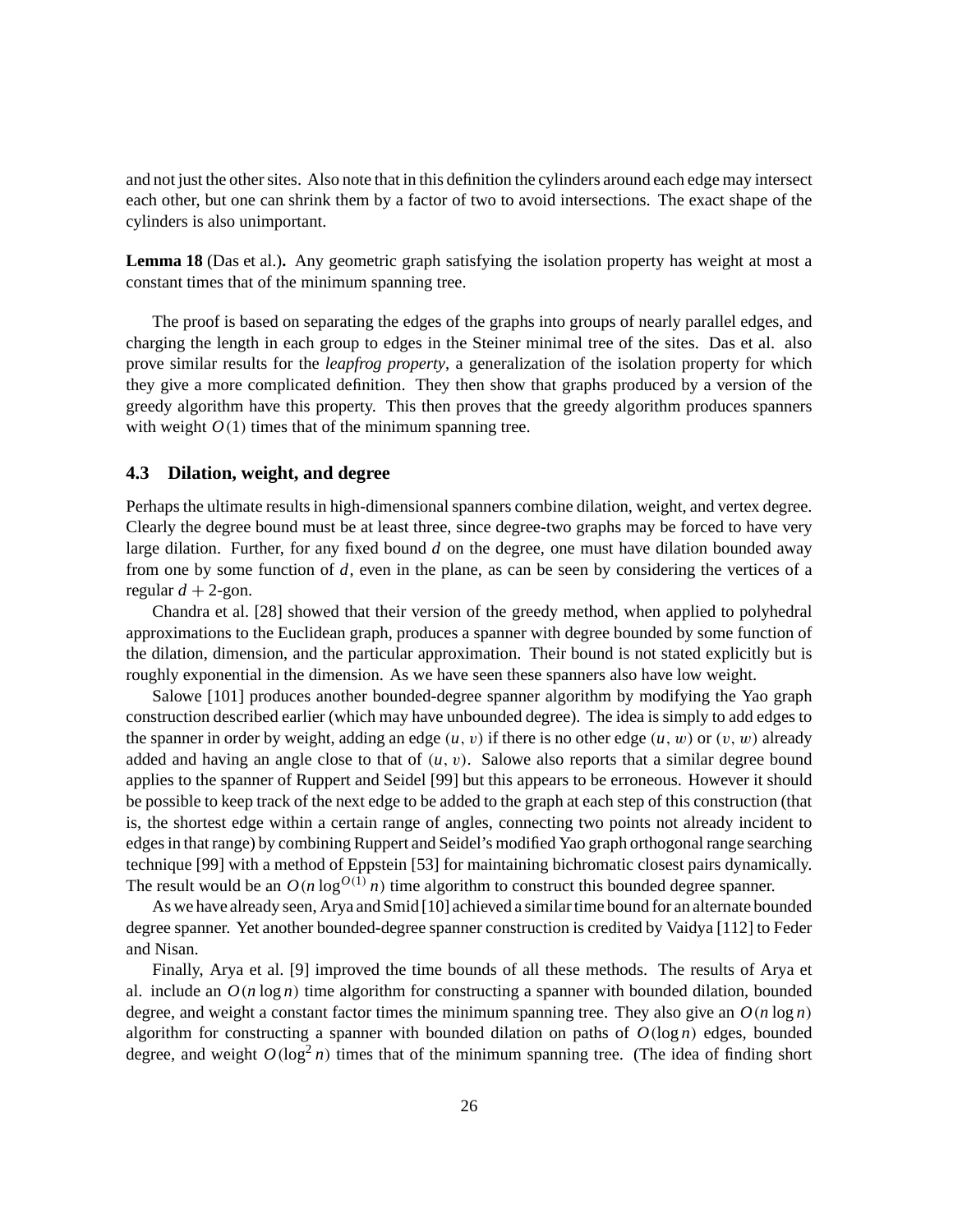and not just the other sites. Also note that in this definition the cylinders around each edge may intersect each other, but one can shrink them by a factor of two to avoid intersections. The exact shape of the cylinders is also unimportant.

**Lemma 18** (Das et al.)**.** Any geometric graph satisfying the isolation property has weight at most a constant times that of the minimum spanning tree.

The proof is based on separating the edges of the graphs into groups of nearly parallel edges, and charging the length in each group to edges in the Steiner minimal tree of the sites. Das et al. also prove similar results for the *leapfrog property*, a generalization of the isolation property for which they give a more complicated definition. They then show that graphs produced by a version of the greedy algorithm have this property. This then proves that the greedy algorithm produces spanners with weight $O(1)$ times that of the minimum spanning tree.

### 4.3 Dilation, weight, and degree

Perhaps the ultimate results in high-dimensional spanners combine dilation, weight, and vertex degree. Clearly the degree bound must be at least three, since degree-two graphs may be forced to have very large dilation. Further, for any fixed bound $d$ on the degree, one must have dilation bounded away from one by some function of $d$, even in the plane, as can be seen by considering the vertices of a regular $d + 2$-gon.

Chandra et al. [28] showed that their version of the greedy method, when applied to polyhedral approximations to the Euclidean graph, produces a spanner with degree bounded by some function of the dilation, dimension, and the particular approximation. Their bound is not stated explicitly but is roughly exponential in the dimension. As we have seen these spanners also have low weight.

Salowe [101] produces another bounded-degree spanner algorithm by modifying the Yao graph construction described earlier (which may have unbounded degree). The idea is simply to add edges to the spanner in order by weight, adding an edge $(u, v)$ if there is no other edge $(u, w)$ or $(v, w)$ already added and having an angle close to that of $(u, v)$. Salowe also reports that a similar degree bound applies to the spanner of Ruppert and Seidel [99] but this appears to be erroneous. However it should be possible to keep track of the next edge to be added to the graph at each step of this construction (that is, the shortest edge within a certain range of angles, connecting two points not already incident to edges in that range) by combining Ruppert and Seidel's modified Yao graph orthogonal range searching technique [99] with a method of Eppstein [53] for maintaining bichromatic closest pairs dynamically. The result would be an $O(n \log^{O(1)} n)$ time algorithm to construct this bounded degree spanner.

As we have already seen, Arya and Smid [10] achieved a similar time bound for an alternate bounded degree spanner. Yet another bounded-degree spanner construction is credited by Vaidya [112] to Feder and Nisan.

Finally, Arya et al. [9] improved the time bounds of all these methods. The results of Arya et al. include an $O(n \log n)$ time algorithm for constructing a spanner with bounded dilation, bounded degree, and weight a constant factor times the minimum spanning tree. They also give an $O(n \log n)$ algorithm for constructing a spanner with bounded dilation on paths of $O(\log n)$ edges, bounded degree, and weight $O(\log^2 n)$ times that of the minimum spanning tree. (The idea of finding short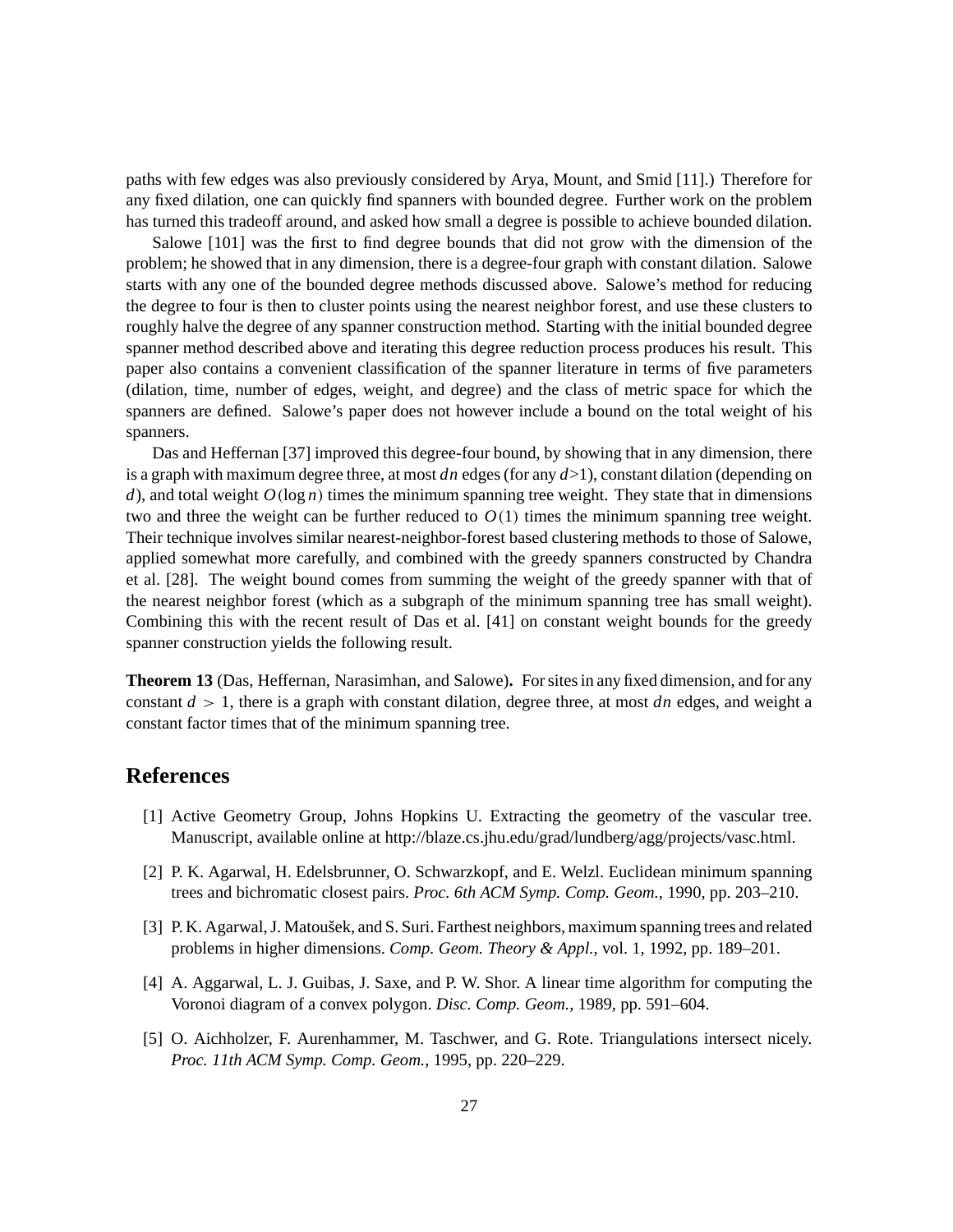paths with few edges was also previously considered by Arya, Mount, and Smid [11].) Therefore for any fixed dilation, one can quickly find spanners with bounded degree. Further work on the problem has turned this tradeoff around, and asked how small a degree is possible to achieve bounded dilation.

Salowe [101] was the first to find degree bounds that did not grow with the dimension of the problem; he showed that in any dimension, there is a degree-four graph with constant dilation. Salowe starts with any one of the bounded degree methods discussed above. Salowe's method for reducing the degree to four is then to cluster points using the nearest neighbor forest, and use these clusters to roughly halve the degree of any spanner construction method. Starting with the initial bounded degree spanner method described above and iterating this degree reduction process produces his result. This paper also contains a convenient classification of the spanner literature in terms of five parameters (dilation, time, number of edges, weight, and degree) and the class of metric space for which the spanners are defined. Salowe's paper does not however include a bound on the total weight of his spanners.

Das and Heffernan [37] improved this degree-four bound, by showing that in any dimension, there is a graph with maximum degree three, at most $dn$ edges (for any $d>1$), constant dilation (depending on $d$), and total weight $O(\log n)$ times the minimum spanning tree weight. They state that in dimensions two and three the weight can be further reduced to $O(1)$ times the minimum spanning tree weight. Their technique involves similar nearest-neighbor-forest based clustering methods to those of Salowe, applied somewhat more carefully, and combined with the greedy spanners constructed by Chandra et al. [28]. The weight bound comes from summing the weight of the greedy spanner with that of the nearest neighbor forest (which as a subgraph of the minimum spanning tree has small weight). Combining this with the recent result of Das et al. [41] on constant weight bounds for the greedy spanner construction yields the following result.

**Theorem 13** (Das, Heffernan, Narasimhan, and Salowe)**.** For sites in any fixed dimension, and for any constant $d > 1$, there is a graph with constant dilation, degree three, at most $dn$ edges, and weight a constant factor times that of the minimum spanning tree.

## References

[1] Active Geometry Group, Johns Hopkins U. Extracting the geometry of the vascular tree. Manuscript, available online at http://blaze.cs.jhu.edu/grad/lundberg/agg/projects/vasc.html.

[2] P. K. Agarwal, H. Edelsbrunner, O. Schwarzkopf, and E. Welzl. Euclidean minimum spanning trees and bichromatic closest pairs. *Proc. 6th ACM Symp. Comp. Geom.*, 1990, pp. 203–210.

[3] P. K. Agarwal, J. Matoušek, and S. Suri. Farthest neighbors, maximum spanning trees and related problems in higher dimensions. *Comp. Geom. Theory & Appl.*, vol. 1, 1992, pp. 189–201.

[4] A. Aggarwal, L. J. Guibas, J. Saxe, and P. W. Shor. A linear time algorithm for computing the Voronoi diagram of a convex polygon. *Disc. Comp. Geom.*, 1989, pp. 591–604.

[5] O. Aichholzer, F. Aurenhammer, M. Taschwer, and G. Rote. Triangulations intersect nicely. *Proc. 11th ACM Symp. Comp. Geom.*, 1995, pp. 220–229.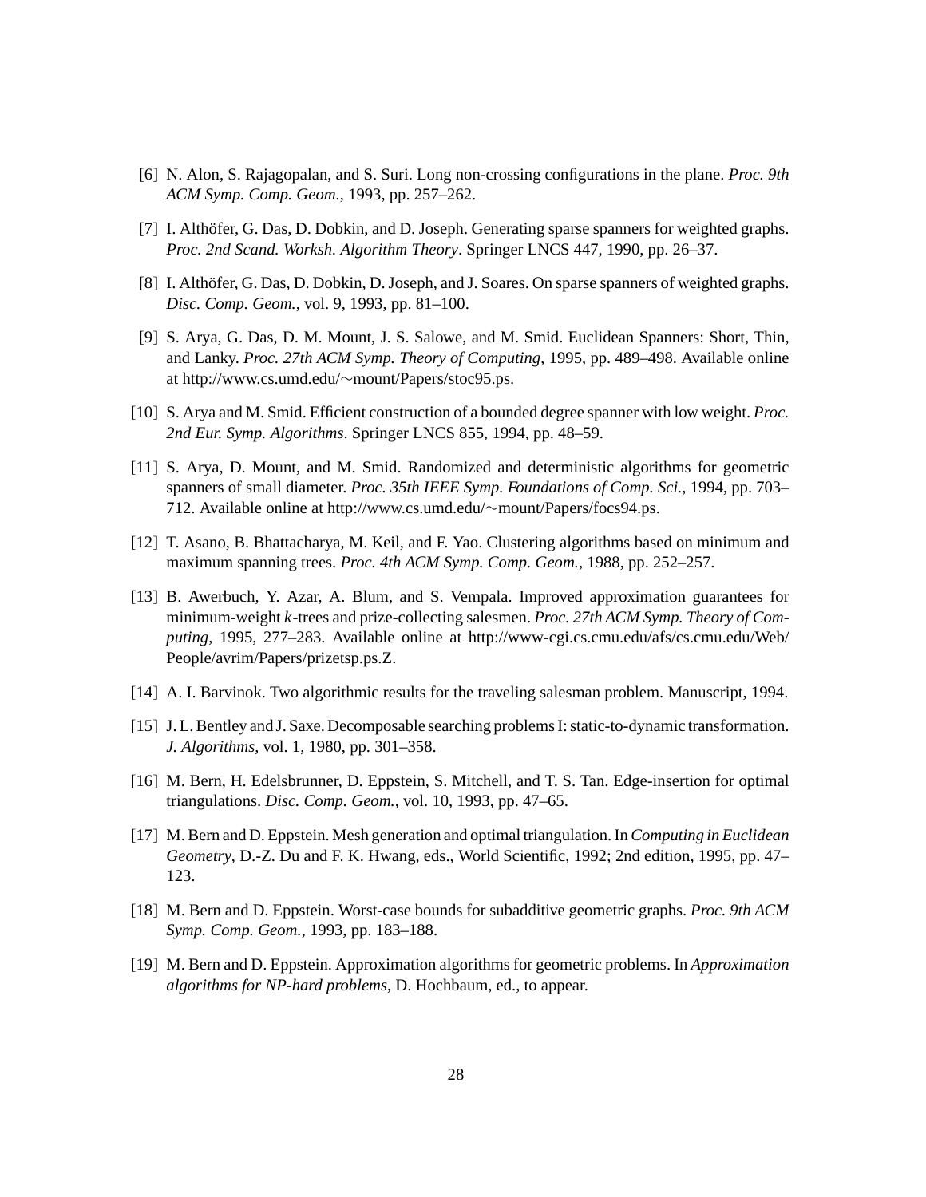[6] N. Alon, S. Rajagopalan, and S. Suri. Long non-crossing configurations in the plane. *Proc. 9th ACM Symp. Comp. Geom.*, 1993, pp. 257–262.

[7] I. Althöfer, G. Das, D. Dobkin, and D. Joseph. Generating sparse spanners for weighted graphs. *Proc. 2nd Scand. Worksh. Algorithm Theory*. Springer LNCS 447, 1990, pp. 26–37.

[8] I. Althöfer, G. Das, D. Dobkin, D. Joseph, and J. Soares. On sparse spanners of weighted graphs. *Disc. Comp. Geom.*, vol. 9, 1993, pp. 81–100.

[9] S. Arya, G. Das, D. M. Mount, J. S. Salowe, and M. Smid. Euclidean Spanners: Short, Thin, and Lanky. *Proc. 27th ACM Symp. Theory of Computing*, 1995, pp. 489–498. Available online at http://www.cs.umd.edu/∼mount/Papers/stoc95.ps.

[10] S. Arya and M. Smid. Efficient construction of a bounded degree spanner with low weight. *Proc. 2nd Eur. Symp. Algorithms*. Springer LNCS 855, 1994, pp. 48–59.

[11] S. Arya, D. Mount, and M. Smid. Randomized and deterministic algorithms for geometric spanners of small diameter. *Proc. 35th IEEE Symp. Foundations of Comp. Sci.*, 1994, pp. 703–712. Available online at http://www.cs.umd.edu/∼mount/Papers/focs94.ps.

[12] T. Asano, B. Bhattacharya, M. Keil, and F. Yao. Clustering algorithms based on minimum and maximum spanning trees. *Proc. 4th ACM Symp. Comp. Geom.*, 1988, pp. 252–257.

[13] B. Awerbuch, Y. Azar, A. Blum, and S. Vempala. Improved approximation guarantees for minimum-weight *k*-trees and prize-collecting salesmen. *Proc. 27th ACM Symp. Theory of Computing*, 1995, 277–283. Available online at http://www-cgi.cs.cmu.edu/afs/cs.cmu.edu/Web/People/avrim/Papers/prizetsp.ps.Z.

[14] A. I. Barvinok. Two algorithmic results for the traveling salesman problem. Manuscript, 1994.

[15] J. L. Bentley and J. Saxe. Decomposable searching problems I: static-to-dynamic transformation. *J. Algorithms*, vol. 1, 1980, pp. 301–358.

[16] M. Bern, H. Edelsbrunner, D. Eppstein, S. Mitchell, and T. S. Tan. Edge-insertion for optimal triangulations. *Disc. Comp. Geom.*, vol. 10, 1993, pp. 47–65.

[17] M. Bern and D. Eppstein. Mesh generation and optimal triangulation. In *Computing in Euclidean Geometry*, D.-Z. Du and F. K. Hwang, eds., World Scientific, 1992; 2nd edition, 1995, pp. 47–123.

[18] M. Bern and D. Eppstein. Worst-case bounds for subadditive geometric graphs. *Proc. 9th ACM Symp. Comp. Geom.*, 1993, pp. 183–188.

[19] M. Bern and D. Eppstein. Approximation algorithms for geometric problems. In *Approximation algorithms for NP-hard problems*, D. Hochbaum, ed., to appear.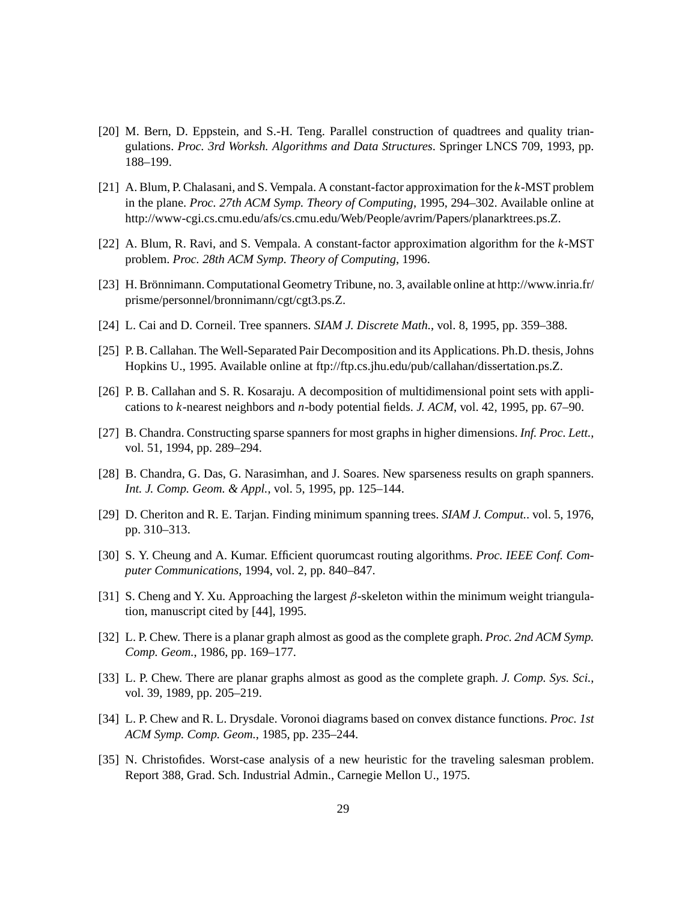[20] M. Bern, D. Eppstein, and S.-H. Teng. Parallel construction of quadtrees and quality triangulations. *Proc. 3rd Worksh. Algorithms and Data Structures*. Springer LNCS 709, 1993, pp. 188–199.

[21] A. Blum, P. Chalasani, and S. Vempala. A constant-factor approximation for the $k$-MST problem in the plane. *Proc. 27th ACM Symp. Theory of Computing*, 1995, 294–302. Available online at http://www-cgi.cs.cmu.edu/afs/cs.cmu.edu/Web/People/avrim/Papers/planarktrees.ps.Z.

[22] A. Blum, R. Ravi, and S. Vempala. A constant-factor approximation algorithm for the $k$-MST problem. *Proc. 28th ACM Symp. Theory of Computing*, 1996.

[23] H. Brönnimann. Computational Geometry Tribune, no. 3, available online at http://www.inria.fr/prisme/personnel/bronnimann/cgt/cgt3.ps.Z.

[24] L. Cai and D. Corneil. Tree spanners. *SIAM J. Discrete Math.*, vol. 8, 1995, pp. 359–388.

[25] P. B. Callahan. The Well-Separated Pair Decomposition and its Applications. Ph.D. thesis, Johns Hopkins U., 1995. Available online at ftp://ftp.cs.jhu.edu/pub/callahan/dissertation.ps.Z.

[26] P. B. Callahan and S. R. Kosaraju. A decomposition of multidimensional point sets with applications to $k$-nearest neighbors and $n$-body potential fields. *J. ACM*, vol. 42, 1995, pp. 67–90.

[27] B. Chandra. Constructing sparse spanners for most graphs in higher dimensions. *Inf. Proc. Lett.*, vol. 51, 1994, pp. 289–294.

[28] B. Chandra, G. Das, G. Narasimhan, and J. Soares. New sparseness results on graph spanners. *Int. J. Comp. Geom. & Appl.*, vol. 5, 1995, pp. 125–144.

[29] D. Cheriton and R. E. Tarjan. Finding minimum spanning trees. *SIAM J. Comput.*. vol. 5, 1976, pp. 310–313.

[30] S. Y. Cheung and A. Kumar. Efficient quorumcast routing algorithms. *Proc. IEEE Conf. Computer Communications*, 1994, vol. 2, pp. 840–847.

[31] S. Cheng and Y. Xu. Approaching the largest $\beta$-skeleton within the minimum weight triangulation, manuscript cited by [44], 1995.

[32] L. P. Chew. There is a planar graph almost as good as the complete graph. *Proc. 2nd ACM Symp. Comp. Geom.*, 1986, pp. 169–177.

[33] L. P. Chew. There are planar graphs almost as good as the complete graph. *J. Comp. Sys. Sci.*, vol. 39, 1989, pp. 205–219.

[34] L. P. Chew and R. L. Drysdale. Voronoi diagrams based on convex distance functions. *Proc. 1st ACM Symp. Comp. Geom.*, 1985, pp. 235–244.

[35] N. Christofides. Worst-case analysis of a new heuristic for the traveling salesman problem. Report 388, Grad. Sch. Industrial Admin., Carnegie Mellon U., 1975.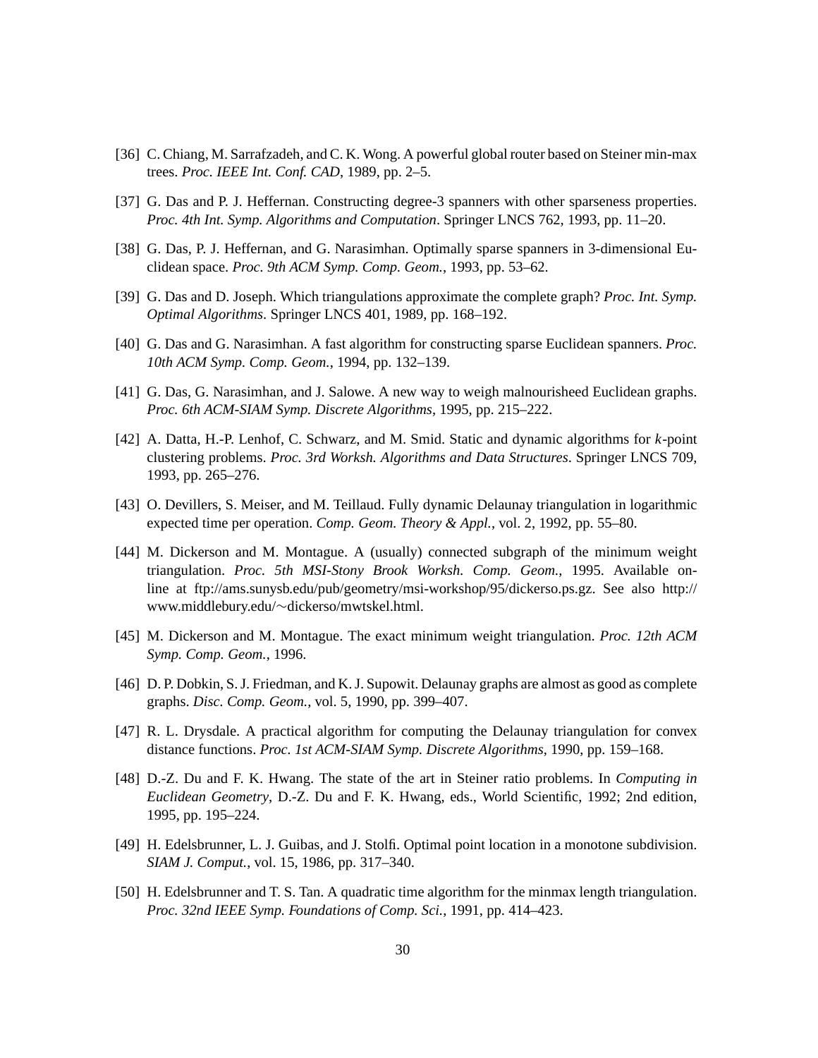[36] C. Chiang, M. Sarrafzadeh, and C. K. Wong. A powerful global router based on Steiner min-max trees. *Proc. IEEE Int. Conf. CAD*, 1989, pp. 2–5.

[37] G. Das and P. J. Heffernan. Constructing degree-3 spanners with other sparseness properties. *Proc. 4th Int. Symp. Algorithms and Computation*. Springer LNCS 762, 1993, pp. 11–20.

[38] G. Das, P. J. Heffernan, and G. Narasimhan. Optimally sparse spanners in 3-dimensional Euclidean space. *Proc. 9th ACM Symp. Comp. Geom.*, 1993, pp. 53–62.

[39] G. Das and D. Joseph. Which triangulations approximate the complete graph? *Proc. Int. Symp. Optimal Algorithms*. Springer LNCS 401, 1989, pp. 168–192.

[40] G. Das and G. Narasimhan. A fast algorithm for constructing sparse Euclidean spanners. *Proc. 10th ACM Symp. Comp. Geom.*, 1994, pp. 132–139.

[41] G. Das, G. Narasimhan, and J. Salowe. A new way to weigh malnourisheed Euclidean graphs. *Proc. 6th ACM-SIAM Symp. Discrete Algorithms*, 1995, pp. 215–222.

[42] A. Datta, H.-P. Lenhof, C. Schwarz, and M. Smid. Static and dynamic algorithms for $k$-point clustering problems. *Proc. 3rd Worksh. Algorithms and Data Structures*. Springer LNCS 709, 1993, pp. 265–276.

[43] O. Devillers, S. Meiser, and M. Teillaud. Fully dynamic Delaunay triangulation in logarithmic expected time per operation. *Comp. Geom. Theory & Appl.*, vol. 2, 1992, pp. 55–80.

[44] M. Dickerson and M. Montague. A (usually) connected subgraph of the minimum weight triangulation. *Proc. 5th MSI-Stony Brook Worksh. Comp. Geom.*, 1995. Available online at ftp://ams.sunysb.edu/pub/geometry/msi-workshop/95/dickerso.ps.gz. See also http://www.middlebury.edu/∼dickerso/mwtskel.html.

[45] M. Dickerson and M. Montague. The exact minimum weight triangulation. *Proc. 12th ACM Symp. Comp. Geom.*, 1996.

[46] D. P. Dobkin, S. J. Friedman, and K. J. Supowit. Delaunay graphs are almost as good as complete graphs. *Disc. Comp. Geom.*, vol. 5, 1990, pp. 399–407.

[47] R. L. Drysdale. A practical algorithm for computing the Delaunay triangulation for convex distance functions. *Proc. 1st ACM-SIAM Symp. Discrete Algorithms*, 1990, pp. 159–168.

[48] D.-Z. Du and F. K. Hwang. The state of the art in Steiner ratio problems. In *Computing in Euclidean Geometry*, D.-Z. Du and F. K. Hwang, eds., World Scientific, 1992; 2nd edition, 1995, pp. 195–224.

[49] H. Edelsbrunner, L. J. Guibas, and J. Stolfi. Optimal point location in a monotone subdivision. *SIAM J. Comput.*, vol. 15, 1986, pp. 317–340.

[50] H. Edelsbrunner and T. S. Tan. A quadratic time algorithm for the minmax length triangulation. *Proc. 32nd IEEE Symp. Foundations of Comp. Sci.*, 1991, pp. 414–423.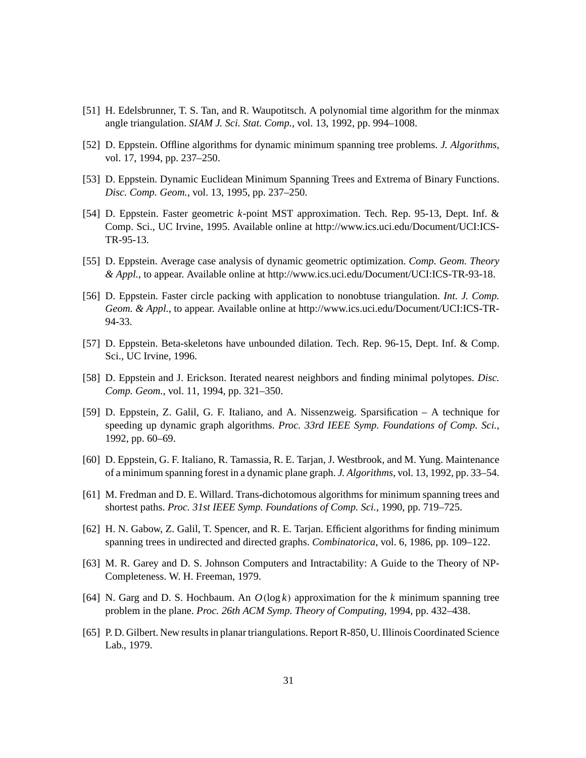[51] H. Edelsbrunner, T. S. Tan, and R. Waupotitsch. A polynomial time algorithm for the minmax angle triangulation. *SIAM J. Sci. Stat. Comp.*, vol. 13, 1992, pp. 994–1008.

[52] D. Eppstein. Offline algorithms for dynamic minimum spanning tree problems. *J. Algorithms*, vol. 17, 1994, pp. 237–250.

[53] D. Eppstein. Dynamic Euclidean Minimum Spanning Trees and Extrema of Binary Functions. *Disc. Comp. Geom.*, vol. 13, 1995, pp. 237–250.

[54] D. Eppstein. Faster geometric $k$-point MST approximation. Tech. Rep. 95-13, Dept. Inf. & Comp. Sci., UC Irvine, 1995. Available online at http://www.ics.uci.edu/Document/UCI:ICS-TR-95-13.

[55] D. Eppstein. Average case analysis of dynamic geometric optimization. *Comp. Geom. Theory & Appl.*, to appear. Available online at http://www.ics.uci.edu/Document/UCI:ICS-TR-93-18.

[56] D. Eppstein. Faster circle packing with application to nonobtuse triangulation. *Int. J. Comp. Geom. & Appl.*, to appear. Available online at http://www.ics.uci.edu/Document/UCI:ICS-TR-94-33.

[57] D. Eppstein. Beta-skeletons have unbounded dilation. Tech. Rep. 96-15, Dept. Inf. & Comp. Sci., UC Irvine, 1996.

[58] D. Eppstein and J. Erickson. Iterated nearest neighbors and finding minimal polytopes. *Disc. Comp. Geom.*, vol. 11, 1994, pp. 321–350.

[59] D. Eppstein, Z. Galil, G. F. Italiano, and A. Nissenzweig. Sparsification – A technique for speeding up dynamic graph algorithms. *Proc. 33rd IEEE Symp. Foundations of Comp. Sci.*, 1992, pp. 60–69.

[60] D. Eppstein, G. F. Italiano, R. Tamassia, R. E. Tarjan, J. Westbrook, and M. Yung. Maintenance of a minimum spanning forest in a dynamic plane graph. *J. Algorithms*, vol. 13, 1992, pp. 33–54.

[61] M. Fredman and D. E. Willard. Trans-dichotomous algorithms for minimum spanning trees and shortest paths. *Proc. 31st IEEE Symp. Foundations of Comp. Sci.*, 1990, pp. 719–725.

[62] H. N. Gabow, Z. Galil, T. Spencer, and R. E. Tarjan. Efficient algorithms for finding minimum spanning trees in undirected and directed graphs. *Combinatorica*, vol. 6, 1986, pp. 109–122.

[63] M. R. Garey and D. S. Johnson Computers and Intractability: A Guide to the Theory of NP-Completeness. W. H. Freeman, 1979.

[64] N. Garg and D. S. Hochbaum. An $O(\log k)$ approximation for the $k$ minimum spanning tree problem in the plane. *Proc. 26th ACM Symp. Theory of Computing*, 1994, pp. 432–438.

[65] P. D. Gilbert. New results in planar triangulations. Report R-850, U. Illinois Coordinated Science Lab., 1979.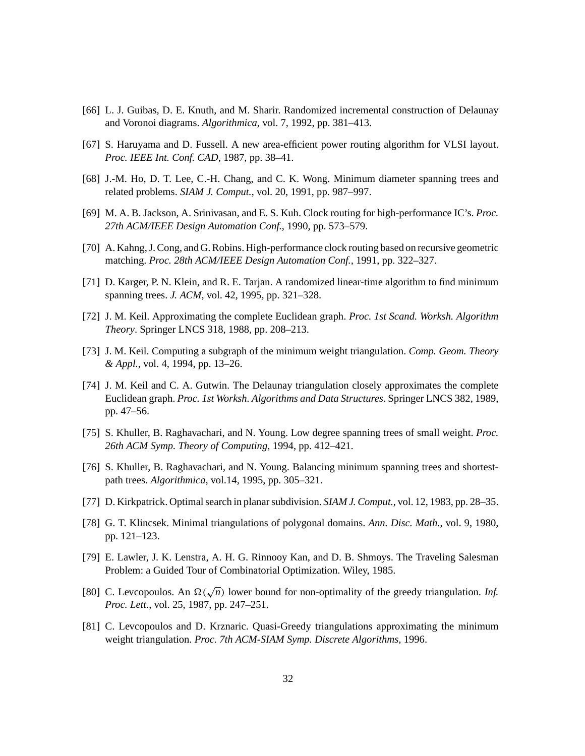[66] L. J. Guibas, D. E. Knuth, and M. Sharir. Randomized incremental construction of Delaunay and Voronoi diagrams. *Algorithmica*, vol. 7, 1992, pp. 381–413.

[67] S. Haruyama and D. Fussell. A new area-efficient power routing algorithm for VLSI layout. *Proc. IEEE Int. Conf. CAD*, 1987, pp. 38–41.

[68] J.-M. Ho, D. T. Lee, C.-H. Chang, and C. K. Wong. Minimum diameter spanning trees and related problems. *SIAM J. Comput.*, vol. 20, 1991, pp. 987–997.

[69] M. A. B. Jackson, A. Srinivasan, and E. S. Kuh. Clock routing for high-performance IC's. *Proc. 27th ACM/IEEE Design Automation Conf.*, 1990, pp. 573–579.

[70] A. Kahng, J. Cong, and G. Robins. High-performance clock routing based on recursive geometric matching. *Proc. 28th ACM/IEEE Design Automation Conf.*, 1991, pp. 322–327.

[71] D. Karger, P. N. Klein, and R. E. Tarjan. A randomized linear-time algorithm to find minimum spanning trees. *J. ACM*, vol. 42, 1995, pp. 321–328.

[72] J. M. Keil. Approximating the complete Euclidean graph. *Proc. 1st Scand. Worksh. Algorithm Theory*. Springer LNCS 318, 1988, pp. 208–213.

[73] J. M. Keil. Computing a subgraph of the minimum weight triangulation. *Comp. Geom. Theory & Appl.*, vol. 4, 1994, pp. 13–26.

[74] J. M. Keil and C. A. Gutwin. The Delaunay triangulation closely approximates the complete Euclidean graph. *Proc. 1st Worksh. Algorithms and Data Structures*. Springer LNCS 382, 1989, pp. 47–56.

[75] S. Khuller, B. Raghavachari, and N. Young. Low degree spanning trees of small weight. *Proc. 26th ACM Symp. Theory of Computing*, 1994, pp. 412–421.

[76] S. Khuller, B. Raghavachari, and N. Young. Balancing minimum spanning trees and shortest-path trees. *Algorithmica*, vol.14, 1995, pp. 305–321.

[77] D. Kirkpatrick. Optimal search in planar subdivision. *SIAM J. Comput.*, vol. 12, 1983, pp. 28–35.

[78] G. T. Klincsek. Minimal triangulations of polygonal domains. *Ann. Disc. Math.*, vol. 9, 1980, pp. 121–123.

[79] E. Lawler, J. K. Lenstra, A. H. G. Rinnooy Kan, and D. B. Shmoys. The Traveling Salesman Problem: a Guided Tour of Combinatorial Optimization. Wiley, 1985.

[80] C. Levcopoulos. An $\Omega(\sqrt{n})$ lower bound for non-optimality of the greedy triangulation. *Inf. Proc. Lett.*, vol. 25, 1987, pp. 247–251.

[81] C. Levcopoulos and D. Krznaric. Quasi-Greedy triangulations approximating the minimum weight triangulation. *Proc. 7th ACM-SIAM Symp. Discrete Algorithms*, 1996.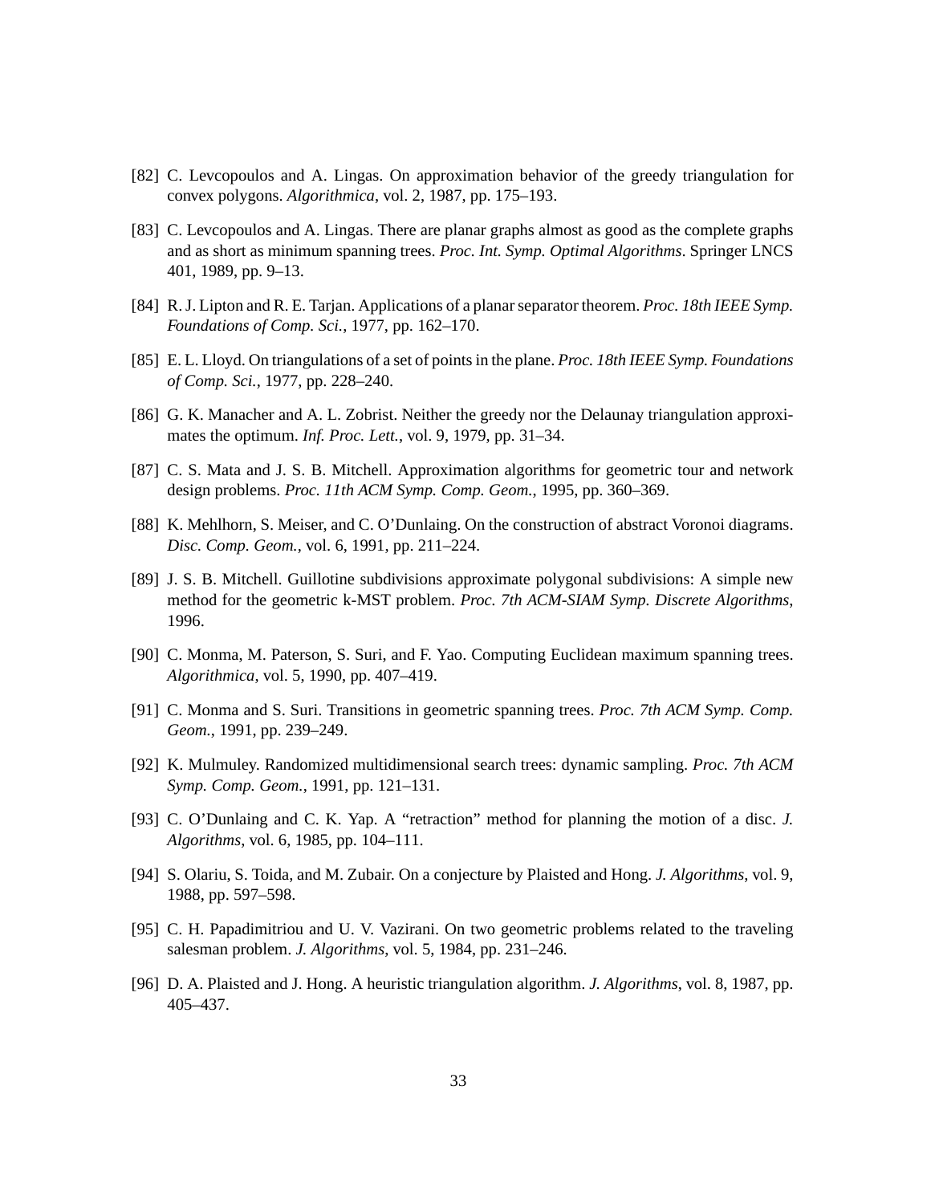[82] C. Levcopoulos and A. Lingas. On approximation behavior of the greedy triangulation for convex polygons. *Algorithmica*, vol. 2, 1987, pp. 175–193.

[83] C. Levcopoulos and A. Lingas. There are planar graphs almost as good as the complete graphs and as short as minimum spanning trees. *Proc. Int. Symp. Optimal Algorithms*. Springer LNCS 401, 1989, pp. 9–13.

[84] R. J. Lipton and R. E. Tarjan. Applications of a planar separator theorem. *Proc. 18th IEEE Symp. Foundations of Comp. Sci.*, 1977, pp. 162–170.

[85] E. L. Lloyd. On triangulations of a set of points in the plane. *Proc. 18th IEEE Symp. Foundations of Comp. Sci.*, 1977, pp. 228–240.

[86] G. K. Manacher and A. L. Zobrist. Neither the greedy nor the Delaunay triangulation approximates the optimum. *Inf. Proc. Lett.*, vol. 9, 1979, pp. 31–34.

[87] C. S. Mata and J. S. B. Mitchell. Approximation algorithms for geometric tour and network design problems. *Proc. 11th ACM Symp. Comp. Geom.*, 1995, pp. 360–369.

[88] K. Mehlhorn, S. Meiser, and C. O'Dunlaing. On the construction of abstract Voronoi diagrams. *Disc. Comp. Geom.*, vol. 6, 1991, pp. 211–224.

[89] J. S. B. Mitchell. Guillotine subdivisions approximate polygonal subdivisions: A simple new method for the geometric k-MST problem. *Proc. 7th ACM-SIAM Symp. Discrete Algorithms*, 1996.

[90] C. Monma, M. Paterson, S. Suri, and F. Yao. Computing Euclidean maximum spanning trees. *Algorithmica*, vol. 5, 1990, pp. 407–419.

[91] C. Monma and S. Suri. Transitions in geometric spanning trees. *Proc. 7th ACM Symp. Comp. Geom.*, 1991, pp. 239–249.

[92] K. Mulmuley. Randomized multidimensional search trees: dynamic sampling. *Proc. 7th ACM Symp. Comp. Geom.*, 1991, pp. 121–131.

[93] C. O'Dunlaing and C. K. Yap. A "retraction" method for planning the motion of a disc. *J. Algorithms*, vol. 6, 1985, pp. 104–111.

[94] S. Olariu, S. Toida, and M. Zubair. On a conjecture by Plaisted and Hong. *J. Algorithms*, vol. 9, 1988, pp. 597–598.

[95] C. H. Papadimitriou and U. V. Vazirani. On two geometric problems related to the traveling salesman problem. *J. Algorithms*, vol. 5, 1984, pp. 231–246.

[96] D. A. Plaisted and J. Hong. A heuristic triangulation algorithm. *J. Algorithms*, vol. 8, 1987, pp. 405–437.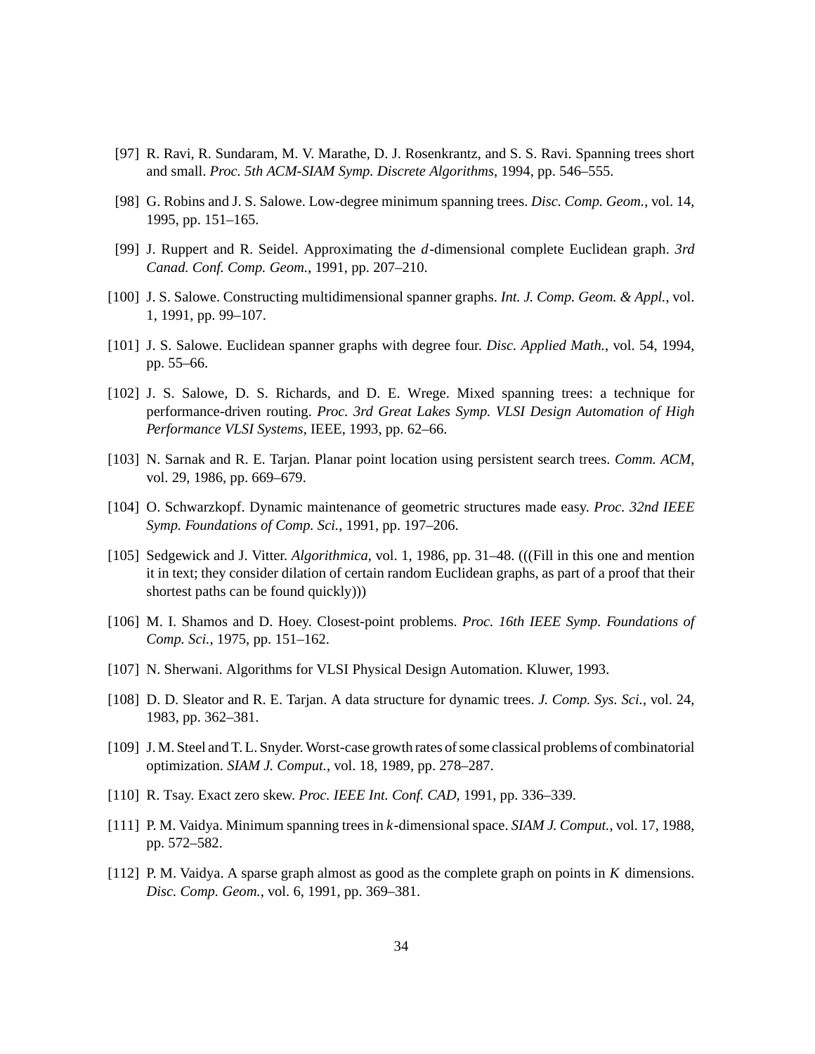[97] R. Ravi, R. Sundaram, M. V. Marathe, D. J. Rosenkrantz, and S. S. Ravi. Spanning trees short and small. *Proc. 5th ACM-SIAM Symp. Discrete Algorithms*, 1994, pp. 546–555.

[98] G. Robins and J. S. Salowe. Low-degree minimum spanning trees. *Disc. Comp. Geom.*, vol. 14, 1995, pp. 151–165.

[99] J. Ruppert and R. Seidel. Approximating the $d$-dimensional complete Euclidean graph. *3rd Canad. Conf. Comp. Geom.*, 1991, pp. 207–210.

[100] J. S. Salowe. Constructing multidimensional spanner graphs. *Int. J. Comp. Geom. & Appl.*, vol. 1, 1991, pp. 99–107.

[101] J. S. Salowe. Euclidean spanner graphs with degree four. *Disc. Applied Math.*, vol. 54, 1994, pp. 55–66.

[102] J. S. Salowe, D. S. Richards, and D. E. Wrege. Mixed spanning trees: a technique for performance-driven routing. *Proc. 3rd Great Lakes Symp. VLSI Design Automation of High Performance VLSI Systems*, IEEE, 1993, pp. 62–66.

[103] N. Sarnak and R. E. Tarjan. Planar point location using persistent search trees. *Comm. ACM*, vol. 29, 1986, pp. 669–679.

[104] O. Schwarzkopf. Dynamic maintenance of geometric structures made easy. *Proc. 32nd IEEE Symp. Foundations of Comp. Sci.*, 1991, pp. 197–206.

[105] Sedgewick and J. Vitter. *Algorithmica*, vol. 1, 1986, pp. 31–48. (((Fill in this one and mention it in text; they consider dilation of certain random Euclidean graphs, as part of a proof that their shortest paths can be found quickly)))

[106] M. I. Shamos and D. Hoey. Closest-point problems. *Proc. 16th IEEE Symp. Foundations of Comp. Sci.*, 1975, pp. 151–162.

[107] N. Sherwani. Algorithms for VLSI Physical Design Automation. Kluwer, 1993.

[108] D. D. Sleator and R. E. Tarjan. A data structure for dynamic trees. *J. Comp. Sys. Sci.*, vol. 24, 1983, pp. 362–381.

[109] J. M. Steel and T. L. Snyder. Worst-case growth rates of some classical problems of combinatorial optimization. *SIAM J. Comput.*, vol. 18, 1989, pp. 278–287.

[110] R. Tsay. Exact zero skew. *Proc. IEEE Int. Conf. CAD*, 1991, pp. 336–339.

[111] P. M. Vaidya. Minimum spanning trees in $k$-dimensional space. *SIAM J. Comput.*, vol. 17, 1988, pp. 572–582.

[112] P. M. Vaidya. A sparse graph almost as good as the complete graph on points in $K$ dimensions. *Disc. Comp. Geom.*, vol. 6, 1991, pp. 369–381.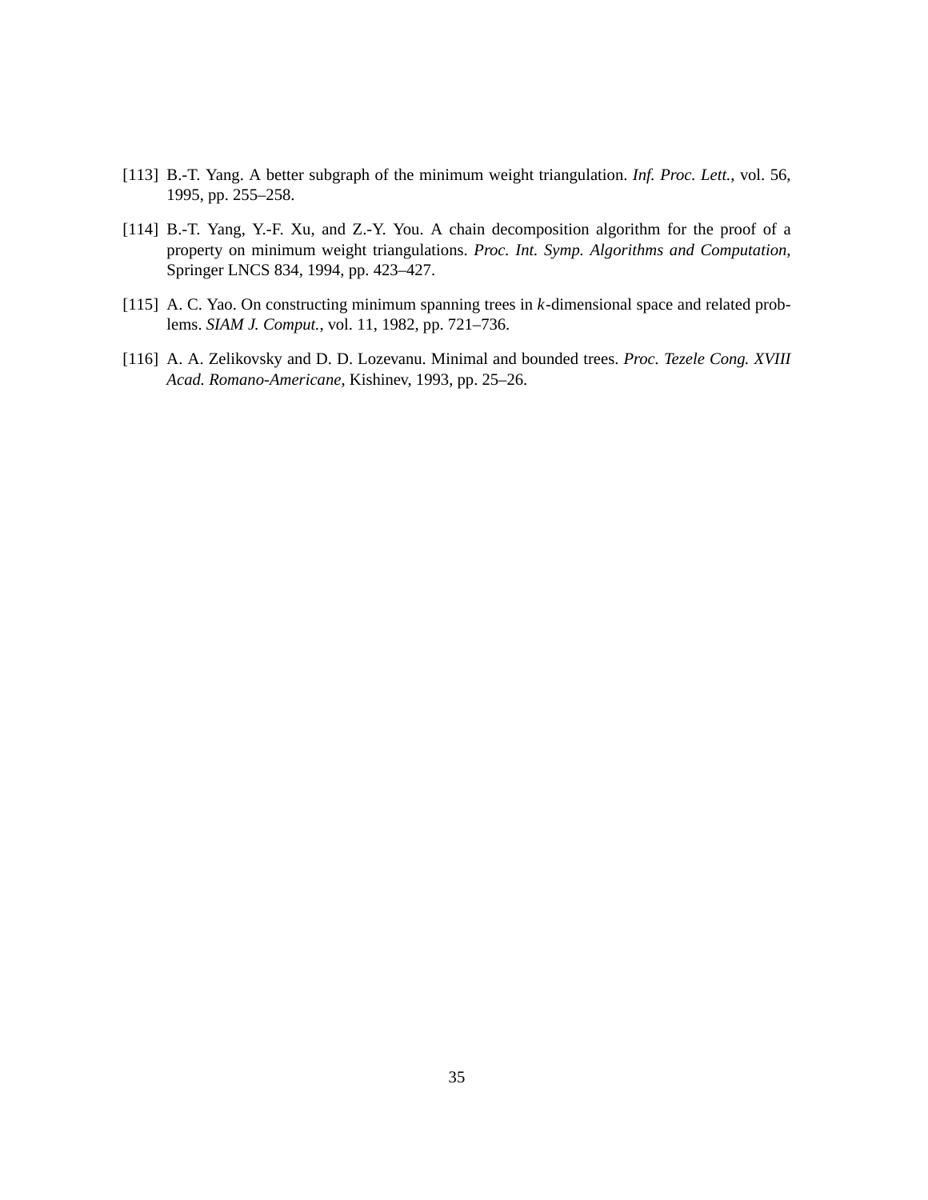[113] B.-T. Yang. A better subgraph of the minimum weight triangulation. *Inf. Proc. Lett.*, vol. 56, 1995, pp. 255–258.

[114] B.-T. Yang, Y.-F. Xu, and Z.-Y. You. A chain decomposition algorithm for the proof of a property on minimum weight triangulations. *Proc. Int. Symp. Algorithms and Computation*, Springer LNCS 834, 1994, pp. 423–427.

[115] A. C. Yao. On constructing minimum spanning trees in $k$-dimensional space and related problems. *SIAM J. Comput.*, vol. 11, 1982, pp. 721–736.

[116] A. A. Zelikovsky and D. D. Lozevanu. Minimal and bounded trees. *Proc. Tezele Cong. XVIII Acad. Romano-Americane*, Kishinev, 1993, pp. 25–26.